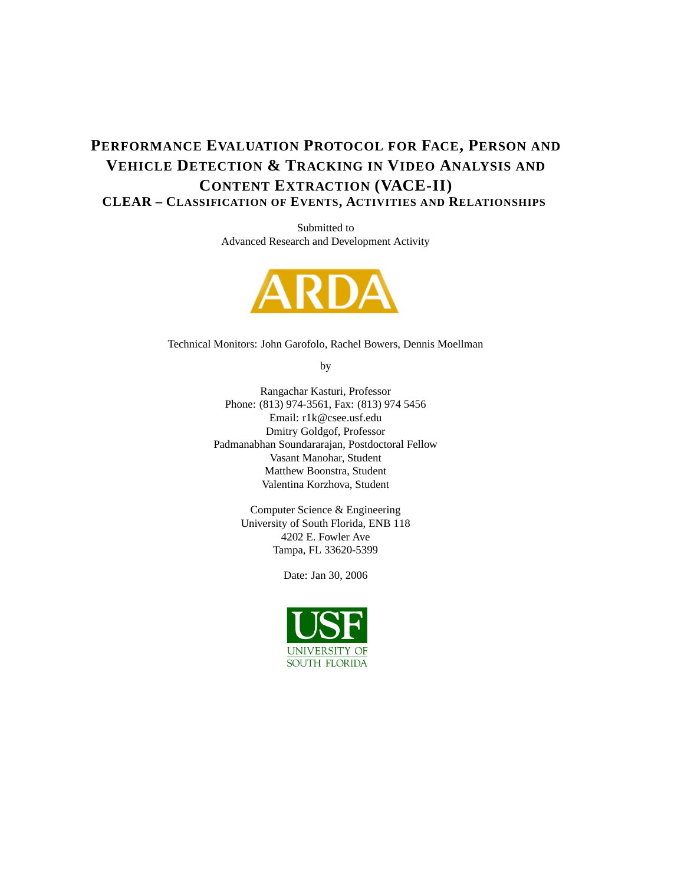# Performance Evaluation Protocol for Face, Person and Vehicle Detection & Tracking in Video Analysis and Content Extraction (VACE-II)

## CLEAR – Classification of Events, Activities and Relationships

Submitted to
Advanced Research and Development Activity

ARDA

Technical Monitors: John Garofolo, Rachel Bowers, Dennis Moellman

by

Rangachar Kasturi, Professor
Phone: (813) 974-3561, Fax: (813) 974 5456
Email: r1k@csee.usf.edu
Dmitry Goldgof, Professor
Padmanabhan Soundararajan, Postdoctoral Fellow
Vasant Manohar, Student
Matthew Boonstra, Student
Valentina Korzhova, Student

Computer Science & Engineering
University of South Florida, ENB 118
4202 E. Fowler Ave
Tampa, FL 33620-5399

Date: Jan 30, 2006

USF
UNIVERSITY OF SOUTH FLORIDA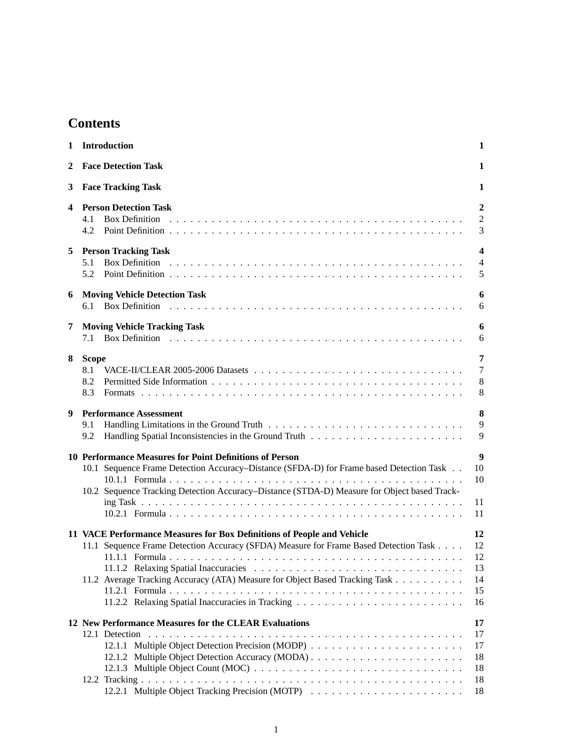# Contents

**1 Introduction** **1**

**2 Face Detection Task** **1**

**3 Face Tracking Task** **1**

**4 Person Detection Task** **2**
- 4.1 Box Definition . . . . . 2
- 4.2 Point Definition . . . . . 3

**5 Person Tracking Task** **4**
- 5.1 Box Definition . . . . . 4
- 5.2 Point Definition . . . . . 5

**6 Moving Vehicle Detection Task** **6**
- 6.1 Box Definition . . . . . 6

**7 Moving Vehicle Tracking Task** **6**
- 7.1 Box Definition . . . . . 6

**8 Scope** **7**
- 8.1 VACE-II/CLEAR 2005-2006 Datasets . . . . . 7
- 8.2 Permitted Side Information . . . . . 8
- 8.3 Formats . . . . . 8

**9 Performance Assessment** **8**
- 9.1 Handling Limitations in the Ground Truth . . . . . 9
- 9.2 Handling Spatial Inconsistencies in the Ground Truth . . . . . 9

**10 Performance Measures for Point Definitions of Person** **9**
- 10.1 Sequence Frame Detection Accuracy–Distance (SFDA-D) for Frame based Detection Task . . 10
  - 10.1.1 Formula . . . . . 10
- 10.2 Sequence Tracking Detection Accuracy–Distance (STDA-D) Measure for Object based Tracking Task . . . . . 11
  - 10.2.1 Formula . . . . . 11

**11 VACE Performance Measures for Box Definitions of People and Vehicle** **12**
- 11.1 Sequence Frame Detection Accuracy (SFDA) Measure for Frame Based Detection Task . . . . 12
  - 11.1.1 Formula . . . . . 12
  - 11.1.2 Relaxing Spatial Inaccuracies . . . . . 13
- 11.2 Average Tracking Accuracy (ATA) Measure for Object Based Tracking Task . . . . . 14
  - 11.2.1 Formula . . . . . 15
  - 11.2.2 Relaxing Spatial Inaccuracies in Tracking . . . . . 16

**12 New Performance Measures for the CLEAR Evaluations** **17**
- 12.1 Detection . . . . . 17
  - 12.1.1 Multiple Object Detection Precision (MODP) . . . . . 17
  - 12.1.2 Multiple Object Detection Accuracy (MODA) . . . . . 18
  - 12.1.3 Multiple Object Count (MOC) . . . . . 18
- 12.2 Tracking . . . . . 18
  - 12.2.1 Multiple Object Tracking Precision (MOTP) . . . . . 18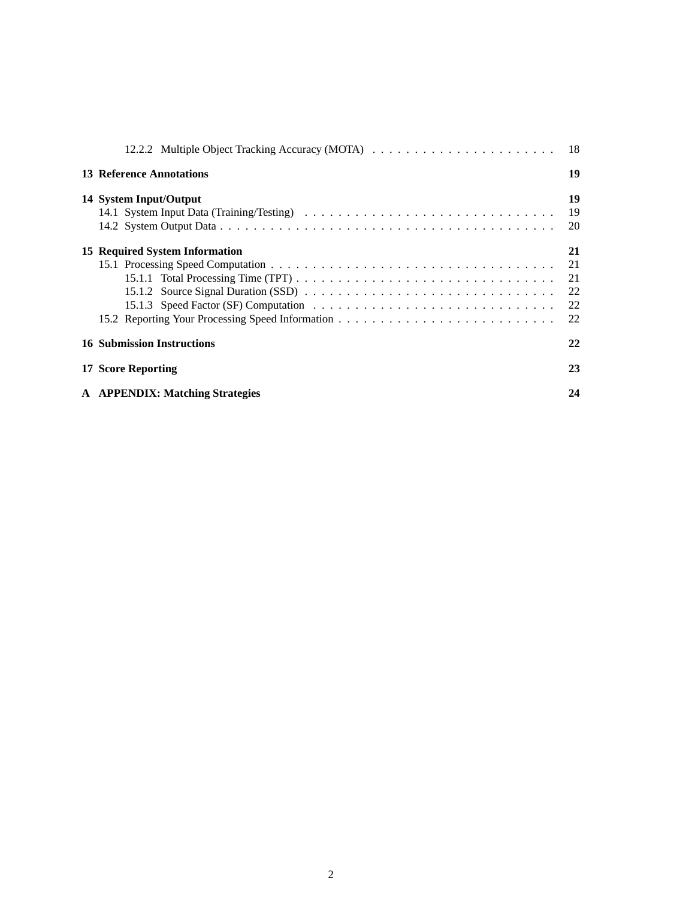12.2.2 Multiple Object Tracking Accuracy (MOTA) . . . . . . . . . . . . . . . . . . . . . . 18

**13 Reference Annotations** **19**

**14 System Input/Output** **19**

14.1 System Input Data (Training/Testing) . . . . . . . . . . . . . . . . . . . . . . . . . . . . . 19

14.2 System Output Data . . . . . . . . . . . . . . . . . . . . . . . . . . . . . . . . . . . . . . . . 20

**15 Required System Information** **21**

15.1 Processing Speed Computation . . . . . . . . . . . . . . . . . . . . . . . . . . . . . . . . . . 21

15.1.1 Total Processing Time (TPT) . . . . . . . . . . . . . . . . . . . . . . . . . . . . . . . 21

15.1.2 Source Signal Duration (SSD) . . . . . . . . . . . . . . . . . . . . . . . . . . . . . . 22

15.1.3 Speed Factor (SF) Computation . . . . . . . . . . . . . . . . . . . . . . . . . . . . . 22

15.2 Reporting Your Processing Speed Information . . . . . . . . . . . . . . . . . . . . . . . . . 22

**16 Submission Instructions** **22**

**17 Score Reporting** **23**

**A APPENDIX: Matching Strategies** **24**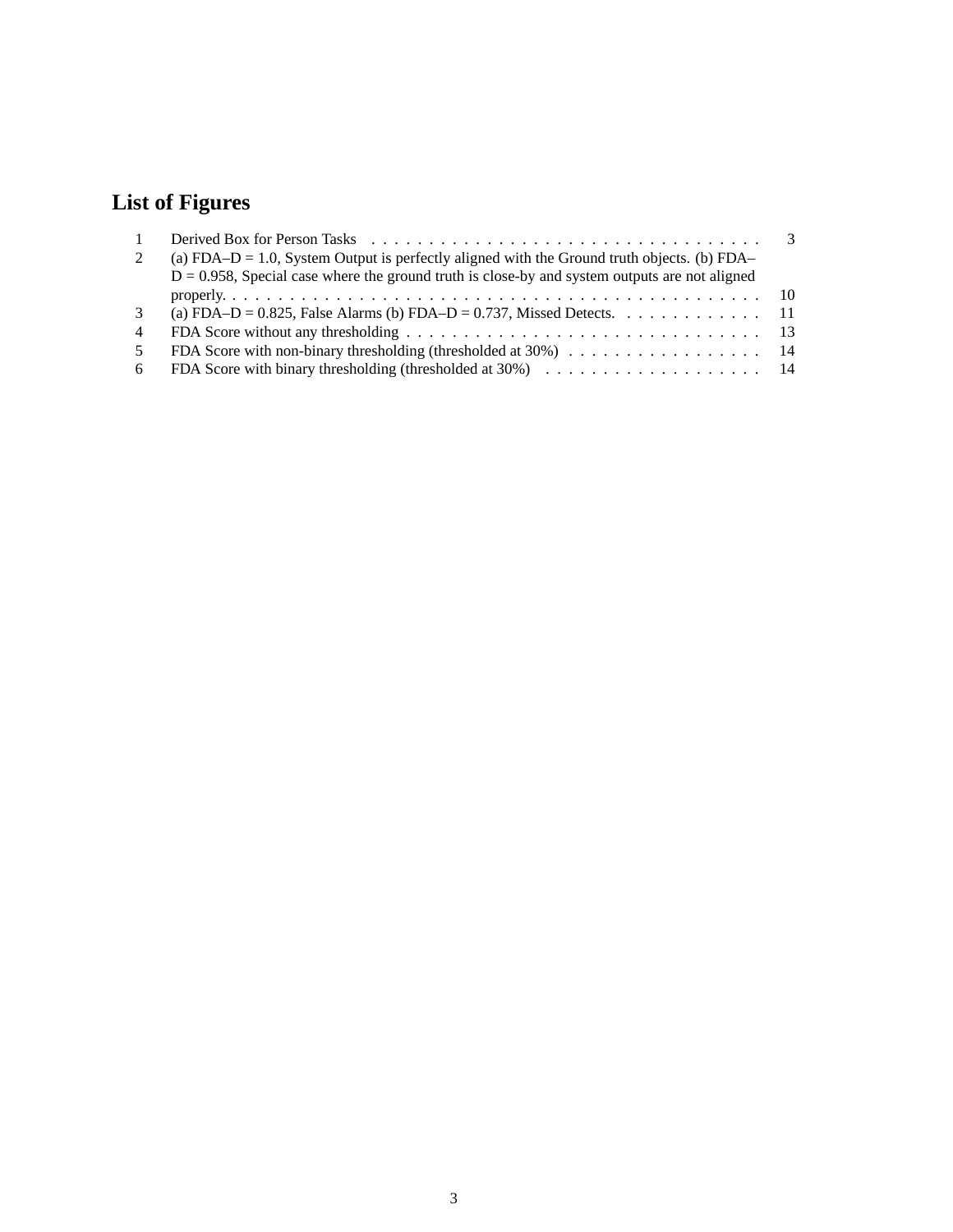# List of Figures

1 Derived Box for Person Tasks . . . . . . . . . . . . . . . . . . . . . . . . . . . . . . . . . . 3
2 (a) FDA–D = 1.0, System Output is perfectly aligned with the Ground truth objects. (b) FDA–D = 0.958, Special case where the ground truth is close-by and system outputs are not aligned properly. . . . . . . . . . . . . . . . . . . . . . . . . . . . . . . . . . . . . . . . . . . . . . . 10
3 (a) FDA–D = 0.825, False Alarms (b) FDA–D = 0.737, Missed Detects. . . . . . . . . . . . . 11
4 FDA Score without any thresholding . . . . . . . . . . . . . . . . . . . . . . . . . . . . . . . 13
5 FDA Score with non-binary thresholding (thresholded at 30%) . . . . . . . . . . . . . . . . . 14
6 FDA Score with binary thresholding (thresholded at 30%) . . . . . . . . . . . . . . . . . . . 14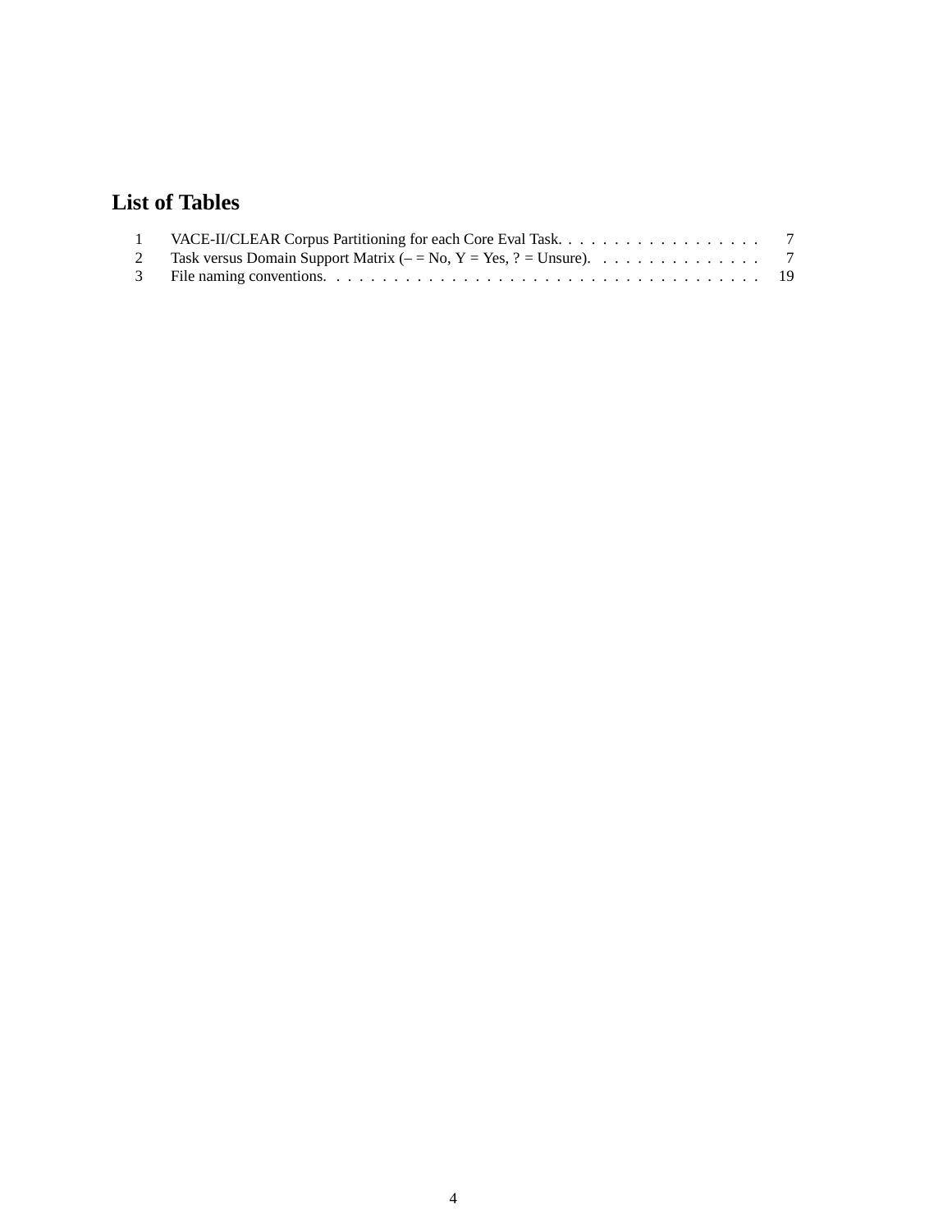## List of Tables

| | | |
|---|---|---|
| 1 | VACE-II/CLEAR Corpus Partitioning for each Core Eval Task. | 7 |
| 2 | Task versus Domain Support Matrix (– = No, Y = Yes, ? = Unsure). | 7 |
| 3 | File naming conventions. | 19 |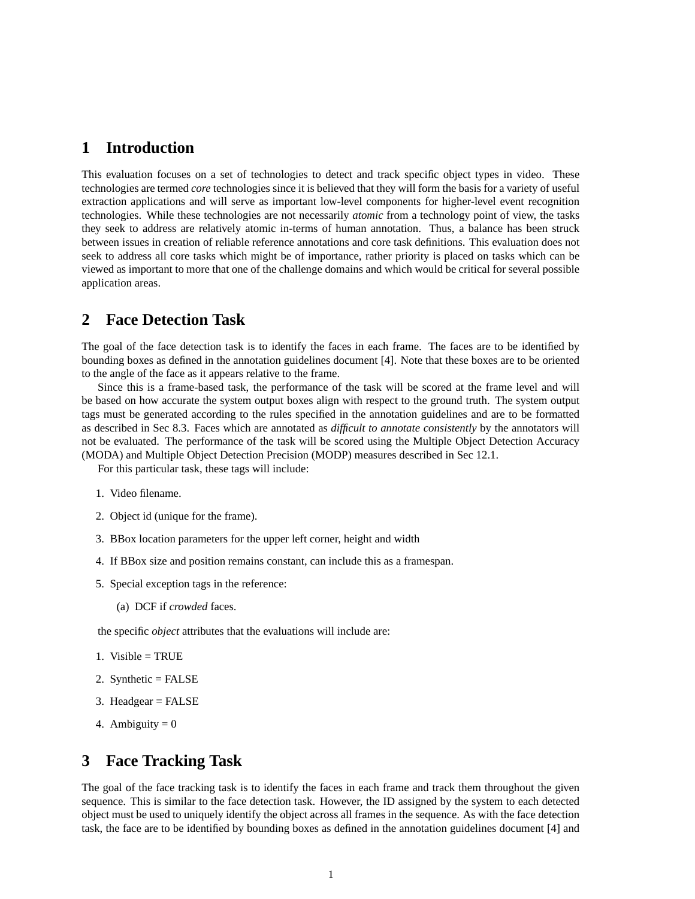# 1 Introduction

This evaluation focuses on a set of technologies to detect and track specific object types in video. These technologies are termed *core* technologies since it is believed that they will form the basis for a variety of useful extraction applications and will serve as important low-level components for higher-level event recognition technologies. While these technologies are not necessarily *atomic* from a technology point of view, the tasks they seek to address are relatively atomic in-terms of human annotation. Thus, a balance has been struck between issues in creation of reliable reference annotations and core task definitions. This evaluation does not seek to address all core tasks which might be of importance, rather priority is placed on tasks which can be viewed as important to more that one of the challenge domains and which would be critical for several possible application areas.

# 2 Face Detection Task

The goal of the face detection task is to identify the faces in each frame. The faces are to be identified by bounding boxes as defined in the annotation guidelines document [4]. Note that these boxes are to be oriented to the angle of the face as it appears relative to the frame.

Since this is a frame-based task, the performance of the task will be scored at the frame level and will be based on how accurate the system output boxes align with respect to the ground truth. The system output tags must be generated according to the rules specified in the annotation guidelines and are to be formatted as described in Sec 8.3. Faces which are annotated as *difficult to annotate consistently* by the annotators will not be evaluated. The performance of the task will be scored using the Multiple Object Detection Accuracy (MODA) and Multiple Object Detection Precision (MODP) measures described in Sec 12.1.

For this particular task, these tags will include:

1. Video filename.
2. Object id (unique for the frame).
3. BBox location parameters for the upper left corner, height and width
4. If BBox size and position remains constant, can include this as a framespan.
5. Special exception tags in the reference:
   (a) DCF if *crowded* faces.

the specific *object* attributes that the evaluations will include are:

1. Visible = TRUE
2. Synthetic = FALSE
3. Headgear = FALSE
4. Ambiguity = 0

# 3 Face Tracking Task

The goal of the face tracking task is to identify the faces in each frame and track them throughout the given sequence. This is similar to the face detection task. However, the ID assigned by the system to each detected object must be used to uniquely identify the object across all frames in the sequence. As with the face detection task, the face are to be identified by bounding boxes as defined in the annotation guidelines document [4] and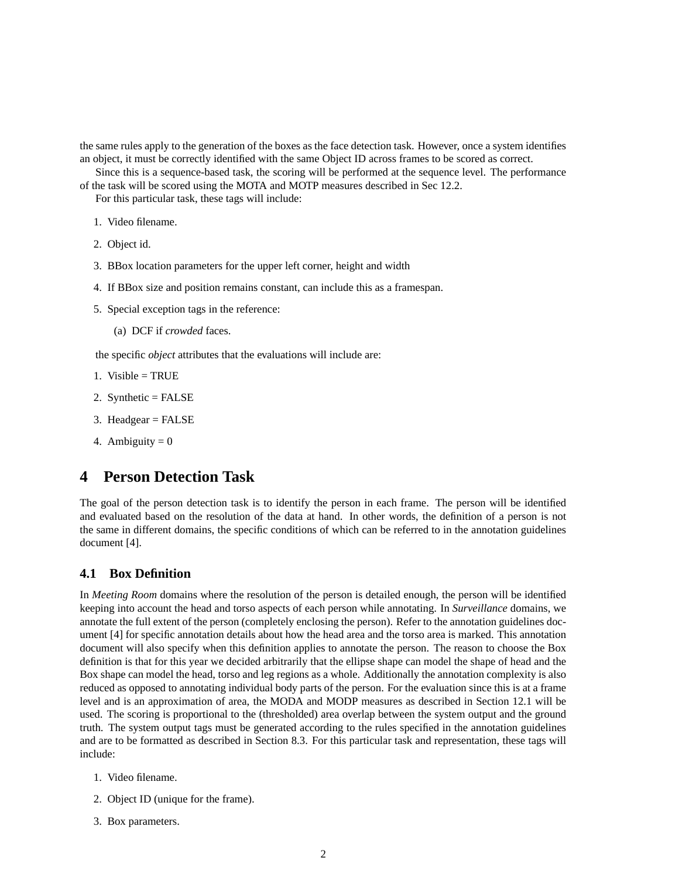the same rules apply to the generation of the boxes as the face detection task. However, once a system identifies an object, it must be correctly identified with the same Object ID across frames to be scored as correct.

Since this is a sequence-based task, the scoring will be performed at the sequence level. The performance of the task will be scored using the MOTA and MOTP measures described in Sec 12.2.

For this particular task, these tags will include:

1. Video filename.
2. Object id.
3. BBox location parameters for the upper left corner, height and width
4. If BBox size and position remains constant, can include this as a framespan.
5. Special exception tags in the reference:
   (a) DCF if *crowded* faces.

the specific *object* attributes that the evaluations will include are:

1. Visible = TRUE
2. Synthetic = FALSE
3. Headgear = FALSE
4. Ambiguity = 0

# 4 Person Detection Task

The goal of the person detection task is to identify the person in each frame. The person will be identified and evaluated based on the resolution of the data at hand. In other words, the definition of a person is not the same in different domains, the specific conditions of which can be referred to in the annotation guidelines document [4].

## 4.1 Box Definition

In *Meeting Room* domains where the resolution of the person is detailed enough, the person will be identified keeping into account the head and torso aspects of each person while annotating. In *Surveillance* domains, we annotate the full extent of the person (completely enclosing the person). Refer to the annotation guidelines document [4] for specific annotation details about how the head area and the torso area is marked. This annotation document will also specify when this definition applies to annotate the person. The reason to choose the Box definition is that for this year we decided arbitrarily that the ellipse shape can model the shape of head and the Box shape can model the head, torso and leg regions as a whole. Additionally the annotation complexity is also reduced as opposed to annotating individual body parts of the person. For the evaluation since this is at a frame level and is an approximation of area, the MODA and MODP measures as described in Section 12.1 will be used. The scoring is proportional to the (thresholded) area overlap between the system output and the ground truth. The system output tags must be generated according to the rules specified in the annotation guidelines and are to be formatted as described in Section 8.3. For this particular task and representation, these tags will include:

1. Video filename.
2. Object ID (unique for the frame).
3. Box parameters.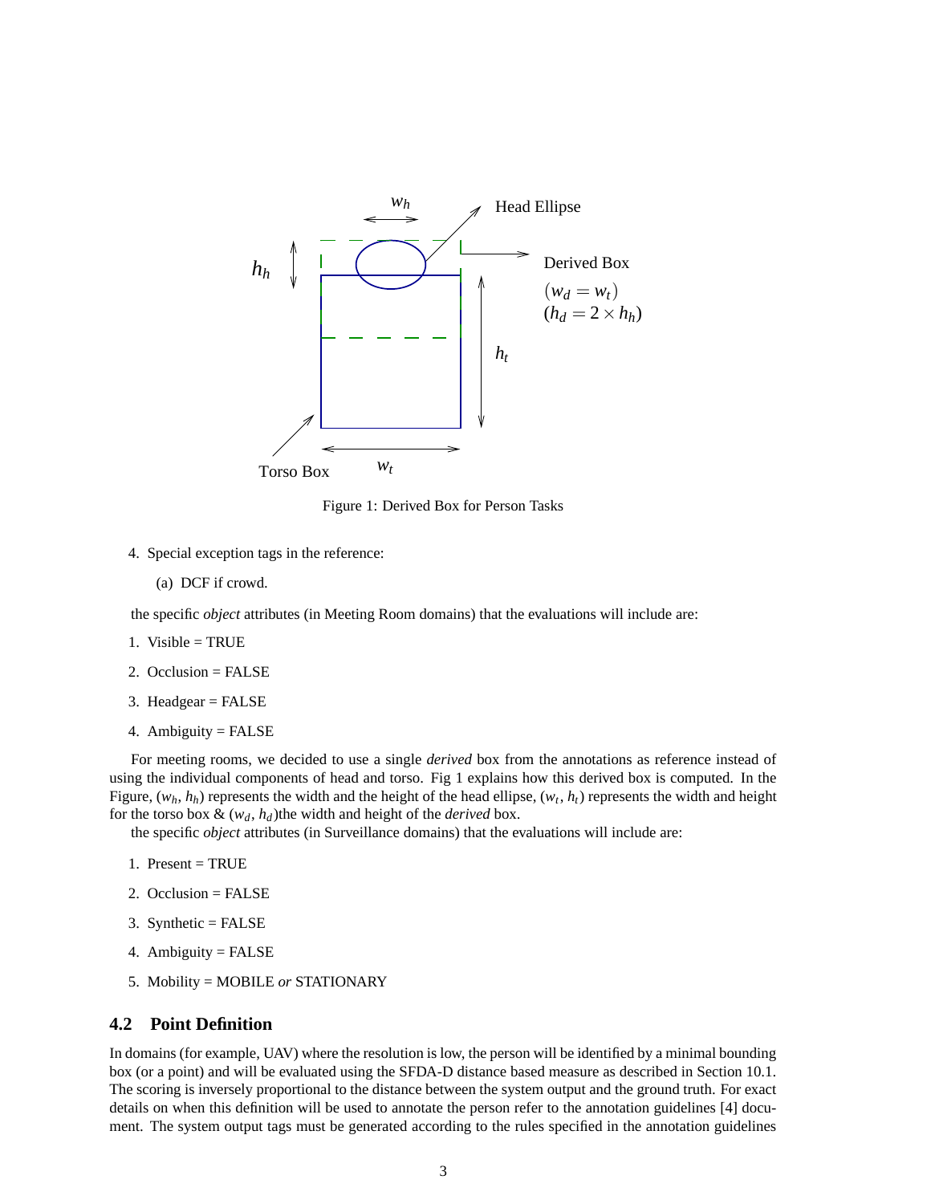Figure 1: Derived Box for Person Tasks

4. Special exception tags in the reference:
   (a) DCF if crowd.

the specific *object* attributes (in Meeting Room domains) that the evaluations will include are:

1. Visible = TRUE
2. Occlusion = FALSE
3. Headgear = FALSE
4. Ambiguity = FALSE

For meeting rooms, we decided to use a single *derived* box from the annotations as reference instead of using the individual components of head and torso. Fig 1 explains how this derived box is computed. In the Figure, ($w_h$, $h_h$) represents the width and the height of the head ellipse, ($w_t$, $h_t$) represents the width and height for the torso box & ($w_d$, $h_d$)the width and height of the *derived* box.

the specific *object* attributes (in Surveillance domains) that the evaluations will include are:

1. Present = TRUE
2. Occlusion = FALSE
3. Synthetic = FALSE
4. Ambiguity = FALSE
5. Mobility = MOBILE *or* STATIONARY

## 4.2 Point Definition

In domains (for example, UAV) where the resolution is low, the person will be identified by a minimal bounding box (or a point) and will be evaluated using the SFDA-D distance based measure as described in Section 10.1. The scoring is inversely proportional to the distance between the system output and the ground truth. For exact details on when this definition will be used to annotate the person refer to the annotation guidelines [4] document. The system output tags must be generated according to the rules specified in the annotation guidelines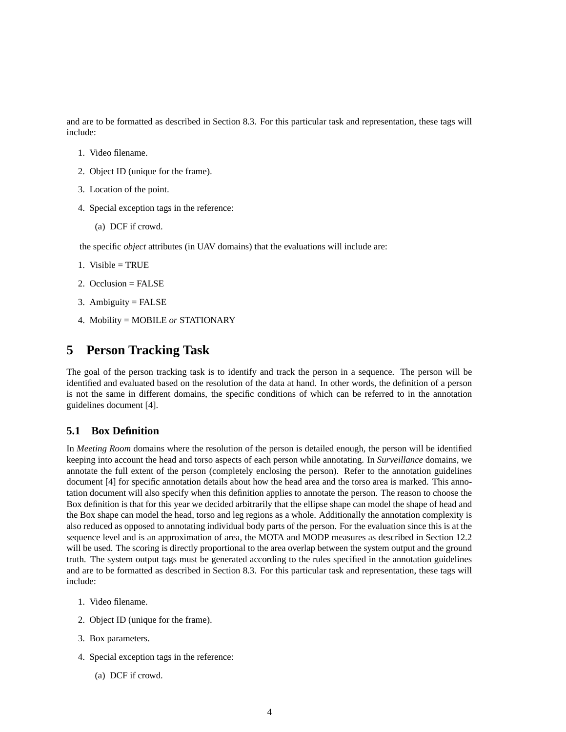and are to be formatted as described in Section 8.3. For this particular task and representation, these tags will include:

1. Video filename.
2. Object ID (unique for the frame).
3. Location of the point.
4. Special exception tags in the reference:
   (a) DCF if crowd.

the specific *object* attributes (in UAV domains) that the evaluations will include are:

1. Visible = TRUE
2. Occlusion = FALSE
3. Ambiguity = FALSE
4. Mobility = MOBILE *or* STATIONARY

# 5 Person Tracking Task

The goal of the person tracking task is to identify and track the person in a sequence. The person will be identified and evaluated based on the resolution of the data at hand. In other words, the definition of a person is not the same in different domains, the specific conditions of which can be referred to in the annotation guidelines document [4].

## 5.1 Box Definition

In *Meeting Room* domains where the resolution of the person is detailed enough, the person will be identified keeping into account the head and torso aspects of each person while annotating. In *Surveillance* domains, we annotate the full extent of the person (completely enclosing the person). Refer to the annotation guidelines document [4] for specific annotation details about how the head area and the torso area is marked. This annotation document will also specify when this definition applies to annotate the person. The reason to choose the Box definition is that for this year we decided arbitrarily that the ellipse shape can model the shape of head and the Box shape can model the head, torso and leg regions as a whole. Additionally the annotation complexity is also reduced as opposed to annotating individual body parts of the person. For the evaluation since this is at the sequence level and is an approximation of area, the MOTA and MODP measures as described in Section 12.2 will be used. The scoring is directly proportional to the area overlap between the system output and the ground truth. The system output tags must be generated according to the rules specified in the annotation guidelines and are to be formatted as described in Section 8.3. For this particular task and representation, these tags will include:

1. Video filename.
2. Object ID (unique for the frame).
3. Box parameters.
4. Special exception tags in the reference:
   (a) DCF if crowd.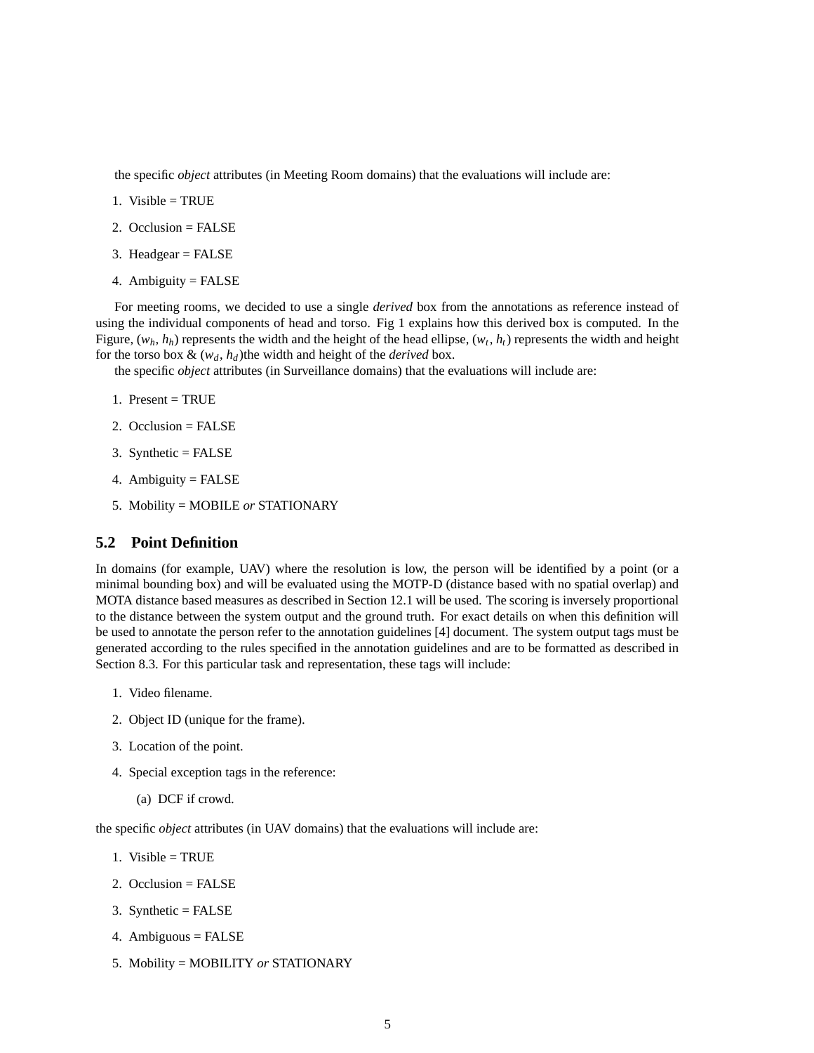the specific *object* attributes (in Meeting Room domains) that the evaluations will include are:

1. Visible = TRUE
2. Occlusion = FALSE
3. Headgear = FALSE
4. Ambiguity = FALSE

For meeting rooms, we decided to use a single *derived* box from the annotations as reference instead of using the individual components of head and torso. Fig 1 explains how this derived box is computed. In the Figure, ($w_h$, $h_h$) represents the width and the height of the head ellipse, ($w_t$, $h_t$) represents the width and height for the torso box & ($w_d$, $h_d$)the width and height of the *derived* box.

the specific *object* attributes (in Surveillance domains) that the evaluations will include are:

1. Present = TRUE
2. Occlusion = FALSE
3. Synthetic = FALSE
4. Ambiguity = FALSE
5. Mobility = MOBILE *or* STATIONARY

## 5.2 Point Definition

In domains (for example, UAV) where the resolution is low, the person will be identified by a point (or a minimal bounding box) and will be evaluated using the MOTP-D (distance based with no spatial overlap) and MOTA distance based measures as described in Section 12.1 will be used. The scoring is inversely proportional to the distance between the system output and the ground truth. For exact details on when this definition will be used to annotate the person refer to the annotation guidelines [4] document. The system output tags must be generated according to the rules specified in the annotation guidelines and are to be formatted as described in Section 8.3. For this particular task and representation, these tags will include:

1. Video filename.
2. Object ID (unique for the frame).
3. Location of the point.
4. Special exception tags in the reference:
   (a) DCF if crowd.

the specific *object* attributes (in UAV domains) that the evaluations will include are:

1. Visible = TRUE
2. Occlusion = FALSE
3. Synthetic = FALSE
4. Ambiguous = FALSE
5. Mobility = MOBILITY *or* STATIONARY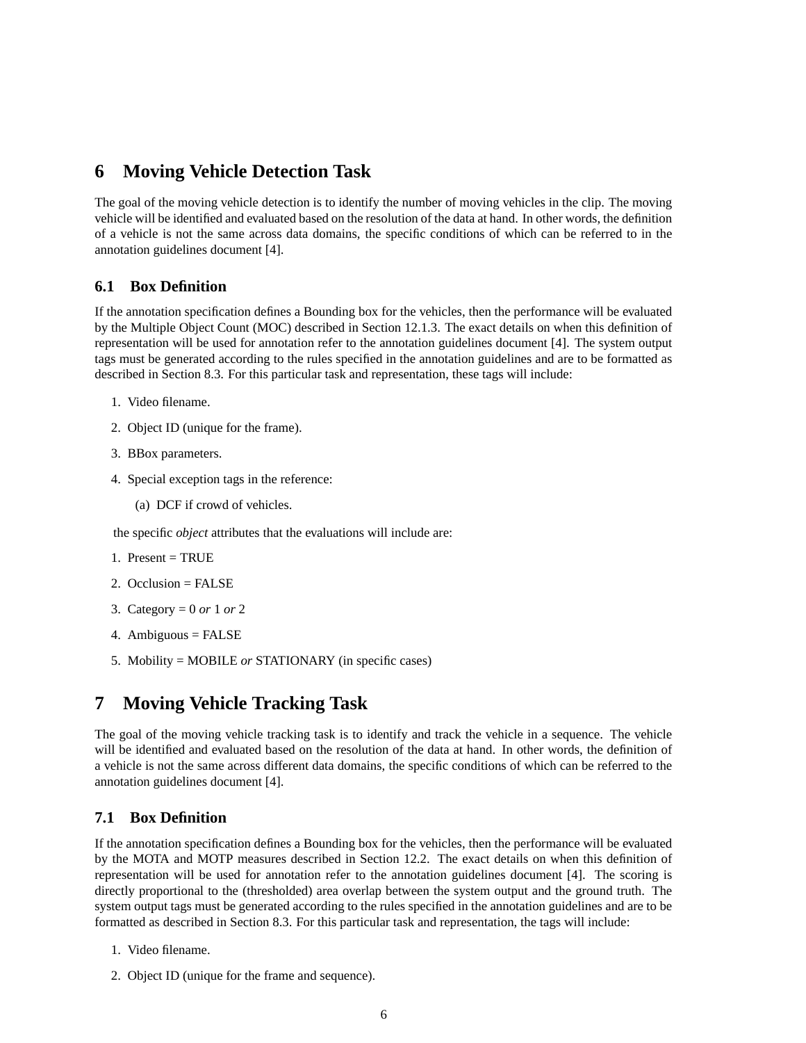# 6 Moving Vehicle Detection Task

The goal of the moving vehicle detection is to identify the number of moving vehicles in the clip. The moving vehicle will be identified and evaluated based on the resolution of the data at hand. In other words, the definition of a vehicle is not the same across data domains, the specific conditions of which can be referred to in the annotation guidelines document [4].

## 6.1 Box Definition

If the annotation specification defines a Bounding box for the vehicles, then the performance will be evaluated by the Multiple Object Count (MOC) described in Section 12.1.3. The exact details on when this definition of representation will be used for annotation refer to the annotation guidelines document [4]. The system output tags must be generated according to the rules specified in the annotation guidelines and are to be formatted as described in Section 8.3. For this particular task and representation, these tags will include:

1. Video filename.
2. Object ID (unique for the frame).
3. BBox parameters.
4. Special exception tags in the reference:
   (a) DCF if crowd of vehicles.

the specific *object* attributes that the evaluations will include are:

1. Present = TRUE
2. Occlusion = FALSE
3. Category = 0 *or* 1 *or* 2
4. Ambiguous = FALSE
5. Mobility = MOBILE *or* STATIONARY (in specific cases)

# 7 Moving Vehicle Tracking Task

The goal of the moving vehicle tracking task is to identify and track the vehicle in a sequence. The vehicle will be identified and evaluated based on the resolution of the data at hand. In other words, the definition of a vehicle is not the same across different data domains, the specific conditions of which can be referred to the annotation guidelines document [4].

## 7.1 Box Definition

If the annotation specification defines a Bounding box for the vehicles, then the performance will be evaluated by the MOTA and MOTP measures described in Section 12.2. The exact details on when this definition of representation will be used for annotation refer to the annotation guidelines document [4]. The scoring is directly proportional to the (thresholded) area overlap between the system output and the ground truth. The system output tags must be generated according to the rules specified in the annotation guidelines and are to be formatted as described in Section 8.3. For this particular task and representation, the tags will include:

1. Video filename.
2. Object ID (unique for the frame and sequence).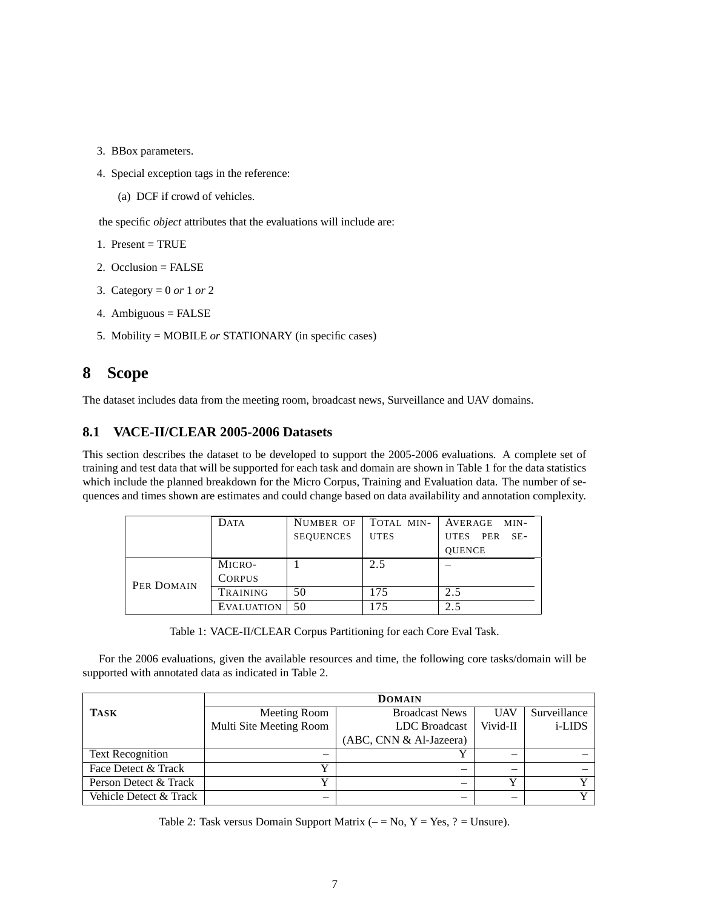3. BBox parameters.
4. Special exception tags in the reference:
   (a) DCF if crowd of vehicles.

the specific *object* attributes that the evaluations will include are:

1. Present = TRUE
2. Occlusion = FALSE
3. Category = 0 *or* 1 *or* 2
4. Ambiguous = FALSE
5. Mobility = MOBILE *or* STATIONARY (in specific cases)

# 8 Scope

The dataset includes data from the meeting room, broadcast news, Surveillance and UAV domains.

## 8.1 VACE-II/CLEAR 2005-2006 Datasets

This section describes the dataset to be developed to support the 2005-2006 evaluations. A complete set of training and test data that will be supported for each task and domain are shown in Table 1 for the data statistics which include the planned breakdown for the Micro Corpus, Training and Evaluation data. The number of sequences and times shown are estimates and could change based on data availability and annotation complexity.

| | DATA | NUMBER OF SEQUENCES | TOTAL MINUTES | AVERAGE MINUTES PER SEQUENCE |
|---|---|---|---|---|
| PER DOMAIN | MICRO-CORPUS | 1 | 2.5 | – |
| | TRAINING | 50 | 175 | 2.5 |
| | EVALUATION | 50 | 175 | 2.5 |

Table 1: VACE-II/CLEAR Corpus Partitioning for each Core Eval Task.

For the 2006 evaluations, given the available resources and time, the following core tasks/domain will be supported with annotated data as indicated in Table 2.

| **TASK** | **DOMAIN** | | | |
|---|---|---|---|---|
| | Meeting Room Multi Site Meeting Room | Broadcast News LDC Broadcast (ABC, CNN & Al-Jazeera) | UAV Vivid-II | Surveillance i-LIDS |
| Text Recognition | – | Y | – | – |
| Face Detect & Track | Y | – | – | – |
| Person Detect & Track | Y | – | Y | Y |
| Vehicle Detect & Track | – | – | – | Y |

Table 2: Task versus Domain Support Matrix (– = No, Y = Yes, ? = Unsure).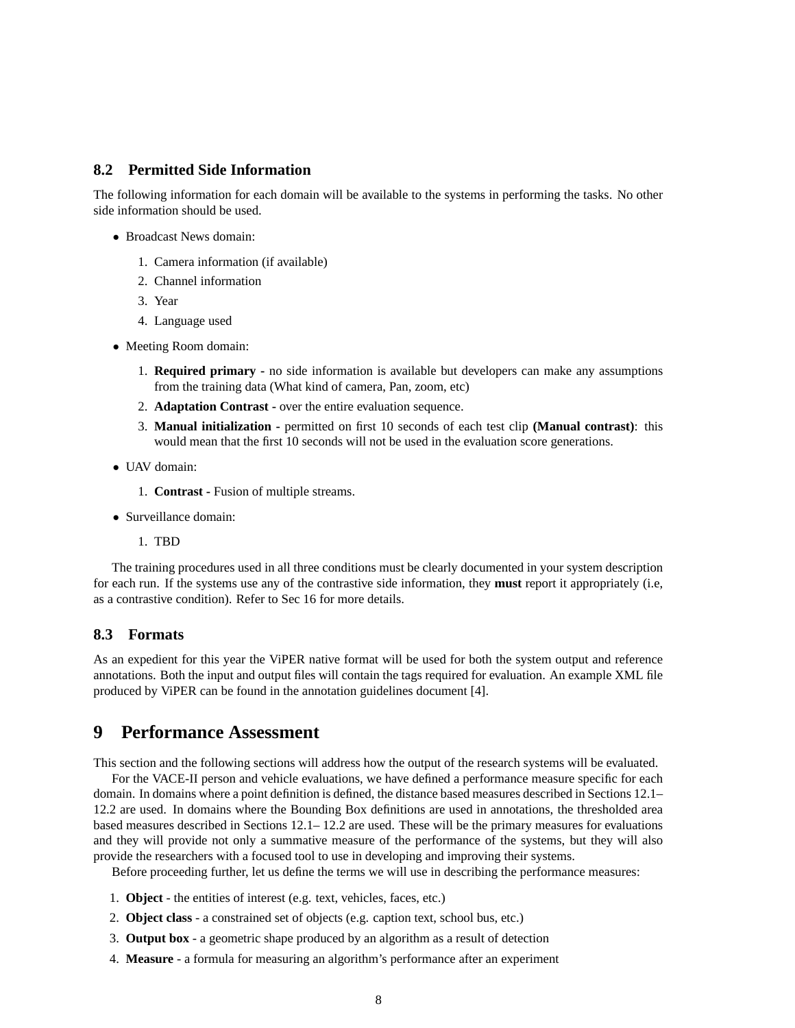### 8.2 Permitted Side Information

The following information for each domain will be available to the systems in performing the tasks. No other side information should be used.

- Broadcast News domain:
  1. Camera information (if available)
  2. Channel information
  3. Year
  4. Language used
- Meeting Room domain:
  1. **Required primary -** no side information is available but developers can make any assumptions from the training data (What kind of camera, Pan, zoom, etc)
  2. **Adaptation Contrast -** over the entire evaluation sequence.
  3. **Manual initialization -** permitted on first 10 seconds of each test clip **(Manual contrast)**: this would mean that the first 10 seconds will not be used in the evaluation score generations.
- UAV domain:
  1. **Contrast -** Fusion of multiple streams.
- Surveillance domain:
  1. TBD

The training procedures used in all three conditions must be clearly documented in your system description for each run. If the systems use any of the contrastive side information, they **must** report it appropriately (i.e, as a contrastive condition). Refer to Sec 16 for more details.

### 8.3 Formats

As an expedient for this year the ViPER native format will be used for both the system output and reference annotations. Both the input and output files will contain the tags required for evaluation. An example XML file produced by ViPER can be found in the annotation guidelines document [4].

## 9 Performance Assessment

This section and the following sections will address how the output of the research systems will be evaluated.

For the VACE-II person and vehicle evaluations, we have defined a performance measure specific for each domain. In domains where a point definition is defined, the distance based measures described in Sections 12.1–12.2 are used. In domains where the Bounding Box definitions are used in annotations, the thresholded area based measures described in Sections 12.1– 12.2 are used. These will be the primary measures for evaluations and they will provide not only a summative measure of the performance of the systems, but they will also provide the researchers with a focused tool to use in developing and improving their systems.

Before proceeding further, let us define the terms we will use in describing the performance measures:

1. **Object** - the entities of interest (e.g. text, vehicles, faces, etc.)
2. **Object class** - a constrained set of objects (e.g. caption text, school bus, etc.)
3. **Output box** - a geometric shape produced by an algorithm as a result of detection
4. **Measure** - a formula for measuring an algorithm's performance after an experiment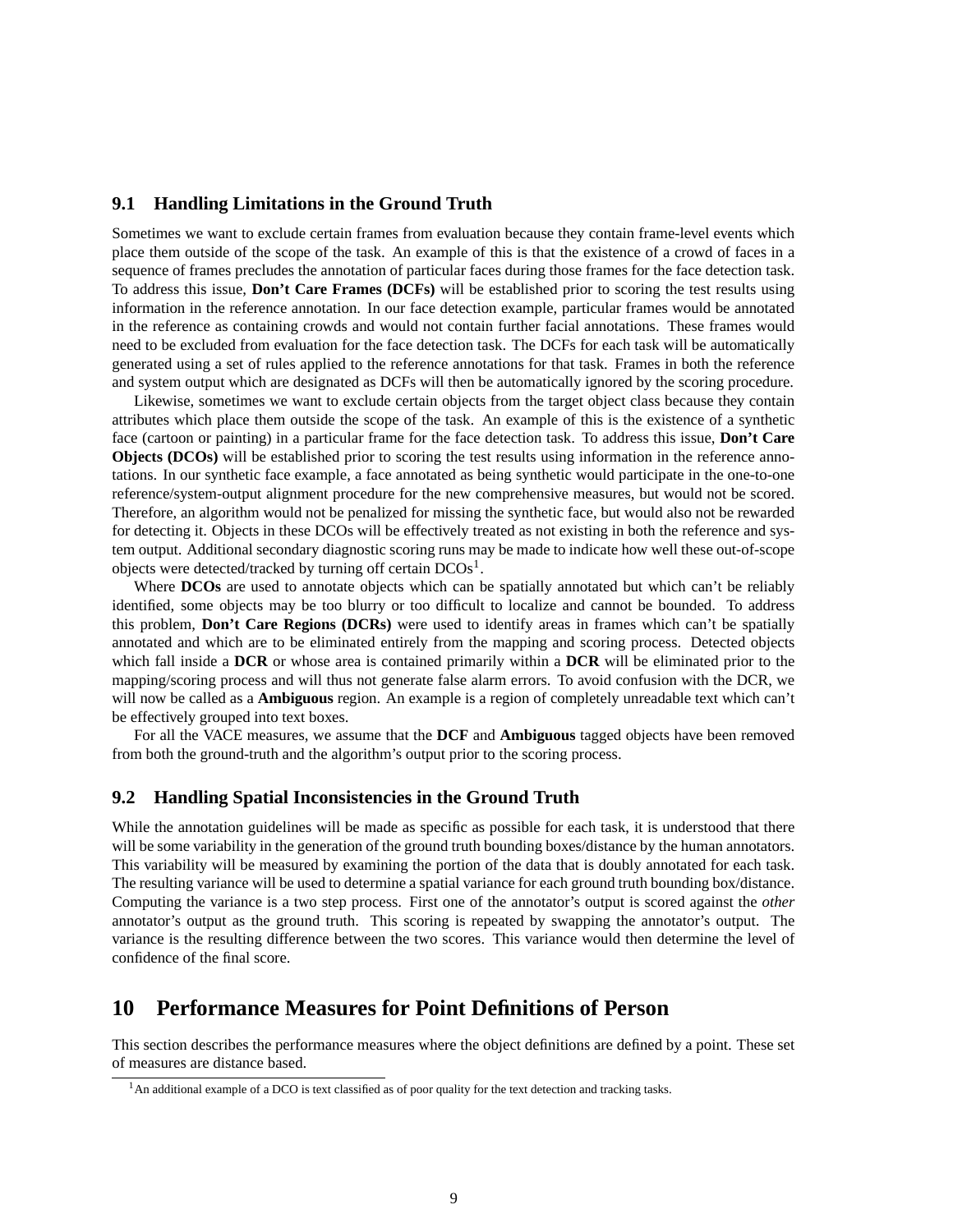### 9.1 Handling Limitations in the Ground Truth

Sometimes we want to exclude certain frames from evaluation because they contain frame-level events which place them outside of the scope of the task. An example of this is that the existence of a crowd of faces in a sequence of frames precludes the annotation of particular faces during those frames for the face detection task. To address this issue, **Don't Care Frames (DCFs)** will be established prior to scoring the test results using information in the reference annotation. In our face detection example, particular frames would be annotated in the reference as containing crowds and would not contain further facial annotations. These frames would need to be excluded from evaluation for the face detection task. The DCFs for each task will be automatically generated using a set of rules applied to the reference annotations for that task. Frames in both the reference and system output which are designated as DCFs will then be automatically ignored by the scoring procedure.

Likewise, sometimes we want to exclude certain objects from the target object class because they contain attributes which place them outside the scope of the task. An example of this is the existence of a synthetic face (cartoon or painting) in a particular frame for the face detection task. To address this issue, **Don't Care Objects (DCOs)** will be established prior to scoring the test results using information in the reference annotations. In our synthetic face example, a face annotated as being synthetic would participate in the one-to-one reference/system-output alignment procedure for the new comprehensive measures, but would not be scored. Therefore, an algorithm would not be penalized for missing the synthetic face, but would also not be rewarded for detecting it. Objects in these DCOs will be effectively treated as not existing in both the reference and system output. Additional secondary diagnostic scoring runs may be made to indicate how well these out-of-scope objects were detected/tracked by turning off certain DCOs[1].

Where **DCOs** are used to annotate objects which can be spatially annotated but which can't be reliably identified, some objects may be too blurry or too difficult to localize and cannot be bounded. To address this problem, **Don't Care Regions (DCRs)** were used to identify areas in frames which can't be spatially annotated and which are to be eliminated entirely from the mapping and scoring process. Detected objects which fall inside a **DCR** or whose area is contained primarily within a **DCR** will be eliminated prior to the mapping/scoring process and will thus not generate false alarm errors. To avoid confusion with the DCR, we will now be called as a **Ambiguous** region. An example is a region of completely unreadable text which can't be effectively grouped into text boxes.

For all the VACE measures, we assume that the **DCF** and **Ambiguous** tagged objects have been removed from both the ground-truth and the algorithm's output prior to the scoring process.

### 9.2 Handling Spatial Inconsistencies in the Ground Truth

While the annotation guidelines will be made as specific as possible for each task, it is understood that there will be some variability in the generation of the ground truth bounding boxes/distance by the human annotators. This variability will be measured by examining the portion of the data that is doubly annotated for each task. The resulting variance will be used to determine a spatial variance for each ground truth bounding box/distance. Computing the variance is a two step process. First one of the annotator's output is scored against the *other* annotator's output as the ground truth. This scoring is repeated by swapping the annotator's output. The variance is the resulting difference between the two scores. This variance would then determine the level of confidence of the final score.

## 10 Performance Measures for Point Definitions of Person

This section describes the performance measures where the object definitions are defined by a point. These set of measures are distance based.

[1] An additional example of a DCO is text classified as of poor quality for the text detection and tracking tasks.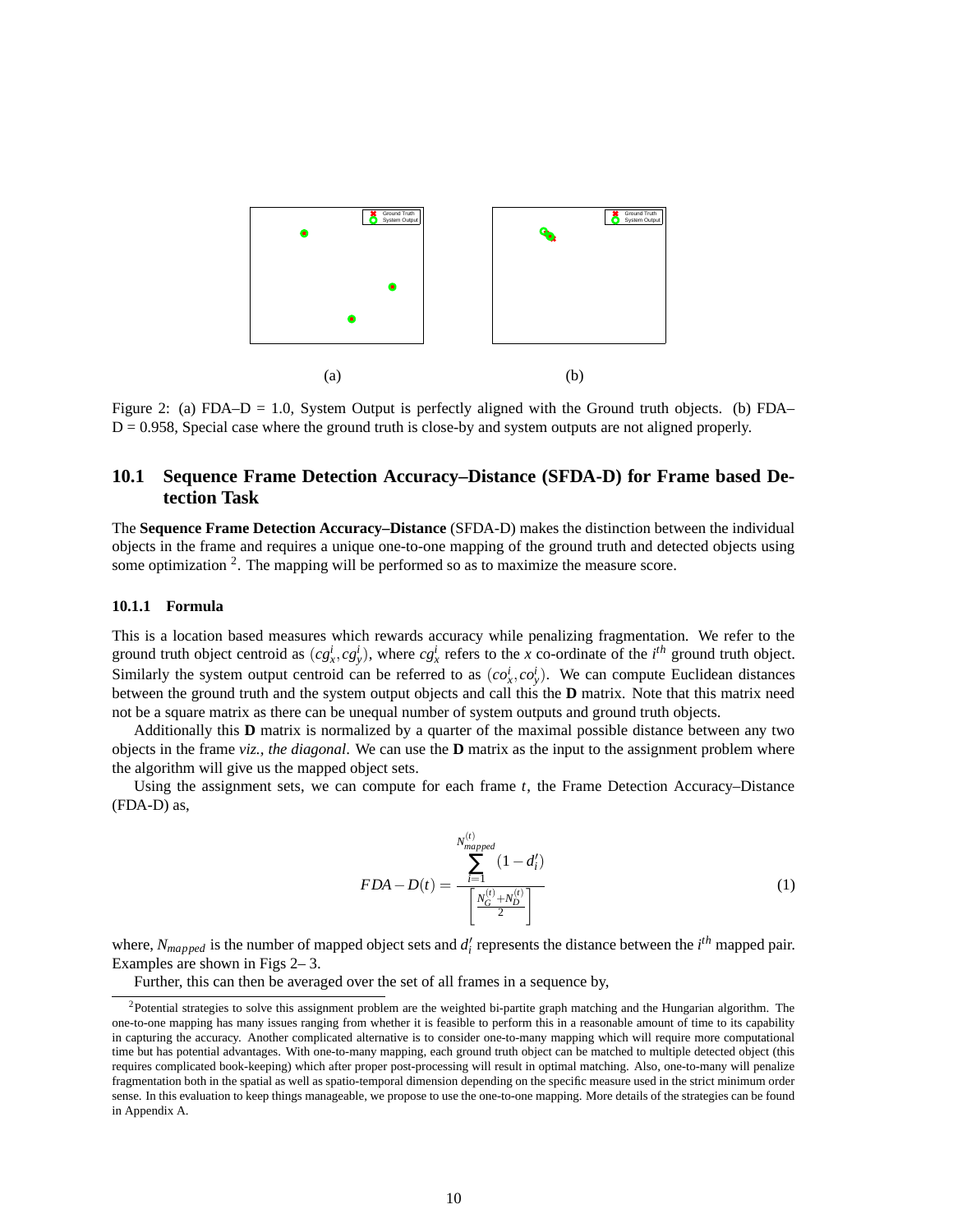(a)

(b)

Figure 2: (a) FDA–D = 1.0, System Output is perfectly aligned with the Ground truth objects. (b) FDA–D = 0.958, Special case where the ground truth is close-by and system outputs are not aligned properly.

### 10.1 Sequence Frame Detection Accuracy–Distance (SFDA-D) for Frame based Detection Task

The **Sequence Frame Detection Accuracy–Distance** (SFDA-D) makes the distinction between the individual objects in the frame and requires a unique one-to-one mapping of the ground truth and detected objects using some optimization [2]. The mapping will be performed so as to maximize the measure score.

#### 10.1.1 Formula

This is a location based measures which rewards accuracy while penalizing fragmentation. We refer to the ground truth object centroid as $(cg_x^i, cg_y^i)$, where $cg_x^i$ refers to the $x$ co-ordinate of the $i^{th}$ ground truth object. Similarly the system output centroid can be referred to as $(co_x^i, co_y^i)$. We can compute Euclidean distances between the ground truth and the system output objects and call this the **D** matrix. Note that this matrix need not be a square matrix as there can be unequal number of system outputs and ground truth objects.

Additionally this **D** matrix is normalized by a quarter of the maximal possible distance between any two objects in the frame *viz., the diagonal*. We can use the **D** matrix as the input to the assignment problem where the algorithm will give us the mapped object sets.

Using the assignment sets, we can compute for each frame $t$, the Frame Detection Accuracy–Distance (FDA-D) as,

$$FDA-D(t) = \frac{\sum_{i=1}^{N_{mapped}^{(t)}} (1 - d_i')}{\left[ \frac{N_G^{(t)} + N_D^{(t)}}{2} \right]} \tag{1}$$

where, $N_{mapped}$ is the number of mapped object sets and $d_i'$ represents the distance between the $i^{th}$ mapped pair. Examples are shown in Figs 2– 3.

Further, this can then be averaged over the set of all frames in a sequence by,

[2] Potential strategies to solve this assignment problem are the weighted bi-partite graph matching and the Hungarian algorithm. The one-to-one mapping has many issues ranging from whether it is feasible to perform this in a reasonable amount of time to its capability in capturing the accuracy. Another complicated alternative is to consider one-to-many mapping which will require more computational time but has potential advantages. With one-to-many mapping, each ground truth object can be matched to multiple detected object (this requires complicated book-keeping) which after proper post-processing will result in optimal matching. Also, one-to-many will penalize fragmentation both in the spatial as well as spatio-temporal dimension depending on the specific measure used in the strict minimum order sense. In this evaluation to keep things manageable, we propose to use the one-to-one mapping. More details of the strategies can be found in Appendix A.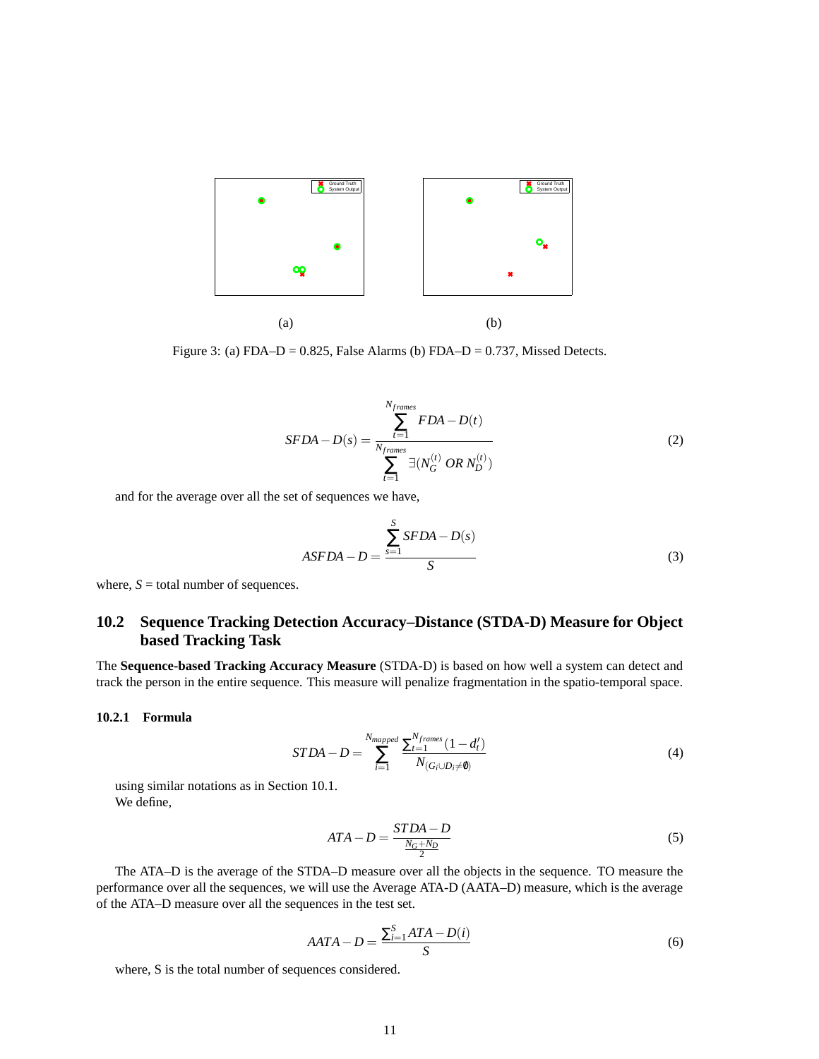(a) (b)

Figure 3: (a) FDA–D = 0.825, False Alarms (b) FDA–D = 0.737, Missed Detects.

$$SFDA-D(s) = \frac{\sum_{t=1}^{N_{frames}} FDA-D(t)}{\sum_{t=1}^{N_{frames}} \exists(N_G^{(t)} \; OR \; N_D^{(t)})} \tag{2}$$

and for the average over all the set of sequences we have,

$$ASFDA-D = \frac{\sum_{s=1}^{S} SFDA-D(s)}{S} \tag{3}$$

where, $S$ = total number of sequences.

## 10.2 Sequence Tracking Detection Accuracy–Distance (STDA-D) Measure for Object based Tracking Task

The **Sequence-based Tracking Accuracy Measure** (STDA-D) is based on how well a system can detect and track the person in the entire sequence. This measure will penalize fragmentation in the spatio-temporal space.

### 10.2.1 Formula

$$STDA-D = \sum_{i=1}^{N_{mapped}} \frac{\sum_{t=1}^{N_{frames}} (1 - d_t')}{N_{(G_i \cup D_i \neq \emptyset)}} \tag{4}$$

using similar notations as in Section 10.1.
We define,

$$ATA-D = \frac{STDA-D}{\frac{N_G + N_D}{2}} \tag{5}$$

The ATA–D is the average of the STDA–D measure over all the objects in the sequence. TO measure the performance over all the sequences, we will use the Average ATA-D (AATA–D) measure, which is the average of the ATA–D measure over all the sequences in the test set.

$$AATA-D = \frac{\sum_{i=1}^{S} ATA-D(i)}{S} \tag{6}$$

where, S is the total number of sequences considered.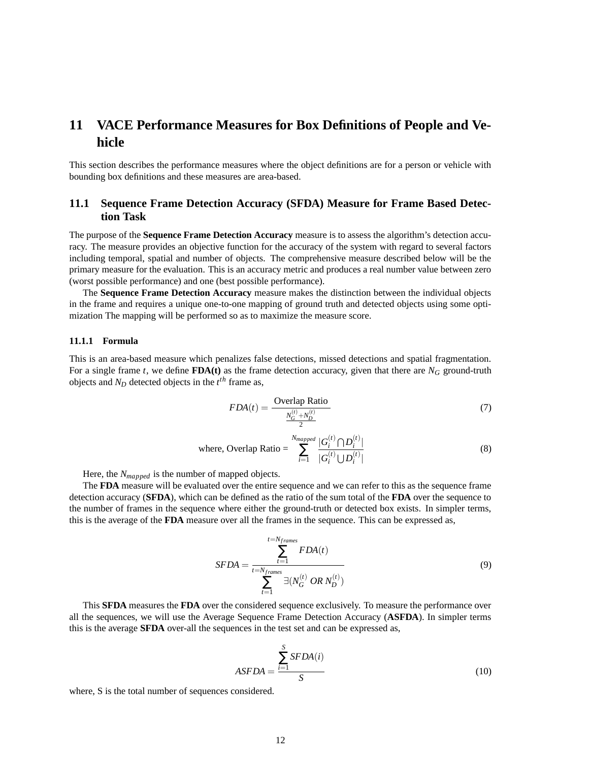# 11 VACE Performance Measures for Box Definitions of People and Vehicle

This section describes the performance measures where the object definitions are for a person or vehicle with bounding box definitions and these measures are area-based.

## 11.1 Sequence Frame Detection Accuracy (SFDA) Measure for Frame Based Detection Task

The purpose of the **Sequence Frame Detection Accuracy** measure is to assess the algorithm's detection accuracy. The measure provides an objective function for the accuracy of the system with regard to several factors including temporal, spatial and number of objects. The comprehensive measure described below will be the primary measure for the evaluation. This is an accuracy metric and produces a real number value between zero (worst possible performance) and one (best possible performance).

The **Sequence Frame Detection Accuracy** measure makes the distinction between the individual objects in the frame and requires a unique one-to-one mapping of ground truth and detected objects using some optimization The mapping will be performed so as to maximize the measure score.

#### 11.1.1 Formula

This is an area-based measure which penalizes false detections, missed detections and spatial fragmentation. For a single frame $t$, we define **FDA(t)** as the frame detection accuracy, given that there are $N_G$ ground-truth objects and $N_D$ detected objects in the $t^{th}$ frame as,

$$FDA(t) = \frac{\text{Overlap Ratio}}{\frac{N_G^{(t)} + N_D^{(t)}}{2}} \tag{7}$$

$$\text{where, Overlap Ratio} = \sum_{i=1}^{N_{mapped}} \frac{|G_i^{(t)} \bigcap D_i^{(t)}|}{|G_i^{(t)} \bigcup D_i^{(t)}|} \tag{8}$$

Here, the $N_{mapped}$ is the number of mapped objects.

The **FDA** measure will be evaluated over the entire sequence and we can refer to this as the sequence frame detection accuracy (**SFDA**), which can be defined as the ratio of the sum total of the **FDA** over the sequence to the number of frames in the sequence where either the ground-truth or detected box exists. In simpler terms, this is the average of the **FDA** measure over all the frames in the sequence. This can be expressed as,

$$SFDA = \frac{\sum_{t=1}^{t=N_{frames}} FDA(t)}{\sum_{t=1}^{t=N_{frames}} \exists(N_G^{(t)} \ OR \ N_D^{(t)})} \tag{9}$$

This **SFDA** measures the **FDA** over the considered sequence exclusively. To measure the performance over all the sequences, we will use the Average Sequence Frame Detection Accuracy (**ASFDA**). In simpler terms this is the average **SFDA** over-all the sequences in the test set and can be expressed as,

$$ASFDA = \frac{\sum_{i=1}^{S} SFDA(i)}{S} \tag{10}$$

where, S is the total number of sequences considered.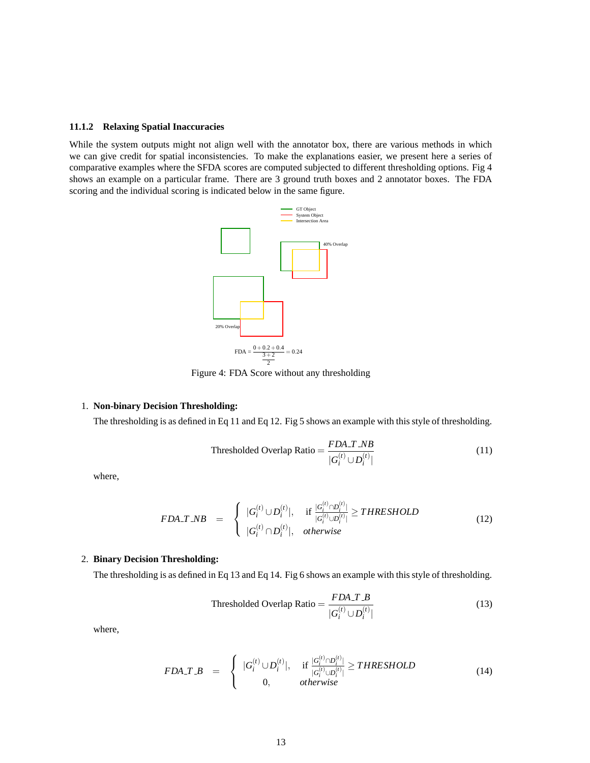#### 11.1.2 Relaxing Spatial Inaccuracies

While the system outputs might not align well with the annotator box, there are various methods in which we can give credit for spatial inconsistencies. To make the explanations easier, we present here a series of comparative examples where the SFDA scores are computed subjected to different thresholding options. Fig 4 shows an example on a particular frame. There are 3 ground truth boxes and 2 annotator boxes. The FDA scoring and the individual scoring is indicated below in the same figure.

GT Object
System Object
Intersection Area

40% Overlap

20% Overlap

$$\text{FDA} = \frac{0+0.2+0.4}{\frac{3+2}{2}} = 0.24$$

Figure 4: FDA Score without any thresholding

1. **Non-binary Decision Thresholding:**

   The thresholding is as defined in Eq 11 and Eq 12. Fig 5 shows an example with this style of thresholding.

$$\text{Thresholded Overlap Ratio} = \frac{FDA\_T\_NB}{|G_i^{(t)} \cup D_i^{(t)}|} \tag{11}$$

   where,

$$FDA\_T\_NB \quad = \quad \begin{cases} |G_i^{(t)} \cup D_i^{(t)}|, & \text{if } \frac{|G_i^{(t)} \cap D_i^{(t)}|}{|G_i^{(t)} \cup D_i^{(t)}|} \geq THRESHOLD \\ |G_i^{(t)} \cap D_i^{(t)}|, & otherwise \end{cases} \tag{12}$$

2. **Binary Decision Thresholding:**

   The thresholding is as defined in Eq 13 and Eq 14. Fig 6 shows an example with this style of thresholding.

$$\text{Thresholded Overlap Ratio} = \frac{FDA\_T\_B}{|G_i^{(t)} \cup D_i^{(t)}|} \tag{13}$$

   where,

$$FDA\_T\_B \quad = \quad \begin{cases} |G_i^{(t)} \cup D_i^{(t)}|, & \text{if } \frac{|G_i^{(t)} \cap D_i^{(t)}|}{|G_i^{(t)} \cup D_i^{(t)}|} \geq THRESHOLD \\ 0, & otherwise \end{cases} \tag{14}$$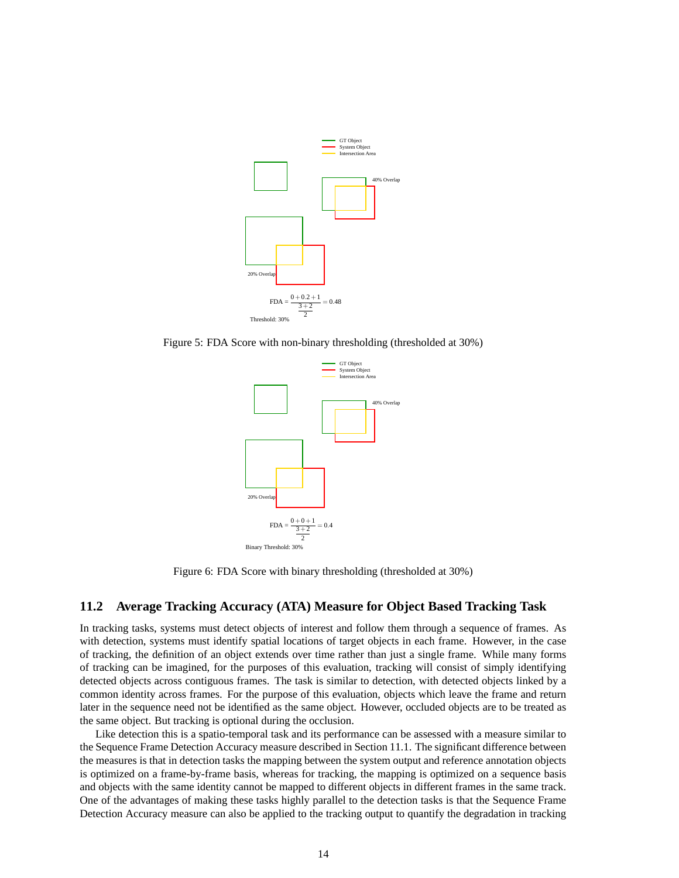Figure 5: FDA Score with non-binary thresholding (thresholded at 30%)

Figure 6: FDA Score with binary thresholding (thresholded at 30%)

### 11.2 Average Tracking Accuracy (ATA) Measure for Object Based Tracking Task

In tracking tasks, systems must detect objects of interest and follow them through a sequence of frames. As with detection, systems must identify spatial locations of target objects in each frame. However, in the case of tracking, the definition of an object extends over time rather than just a single frame. While many forms of tracking can be imagined, for the purposes of this evaluation, tracking will consist of simply identifying detected objects across contiguous frames. The task is similar to detection, with detected objects linked by a common identity across frames. For the purpose of this evaluation, objects which leave the frame and return later in the sequence need not be identified as the same object. However, occluded objects are to be treated as the same object. But tracking is optional during the occlusion.

Like detection this is a spatio-temporal task and its performance can be assessed with a measure similar to the Sequence Frame Detection Accuracy measure described in Section 11.1. The significant difference between the measures is that in detection tasks the mapping between the system output and reference annotation objects is optimized on a frame-by-frame basis, whereas for tracking, the mapping is optimized on a sequence basis and objects with the same identity cannot be mapped to different objects in different frames in the same track. One of the advantages of making these tasks highly parallel to the detection tasks is that the Sequence Frame Detection Accuracy measure can also be applied to the tracking output to quantify the degradation in tracking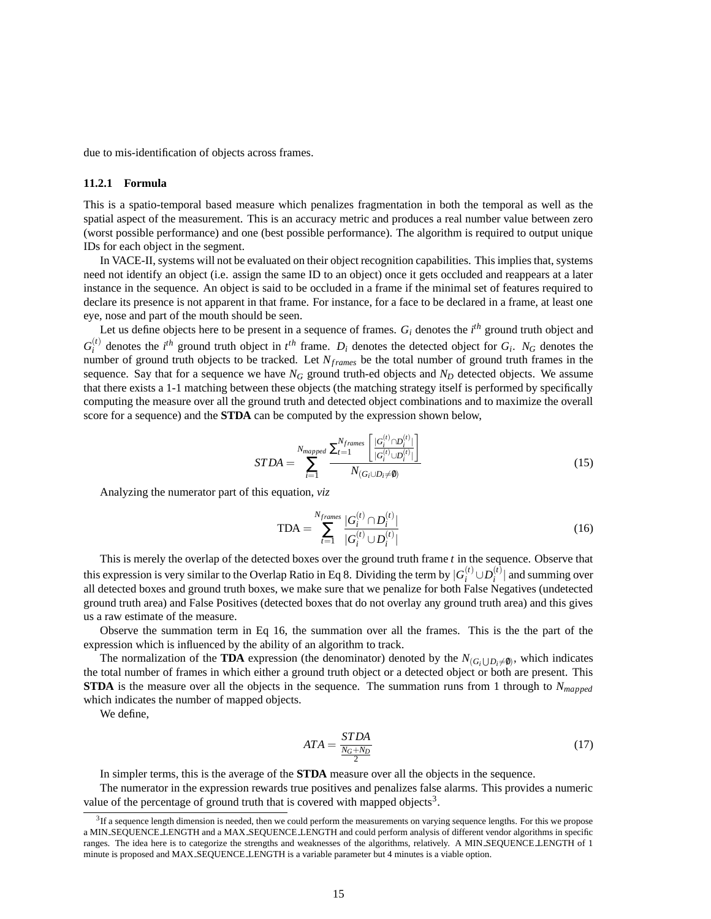due to mis-identification of objects across frames.

#### 11.2.1 Formula

This is a spatio-temporal based measure which penalizes fragmentation in both the temporal as well as the spatial aspect of the measurement. This is an accuracy metric and produces a real number value between zero (worst possible performance) and one (best possible performance). The algorithm is required to output unique IDs for each object in the segment.

In VACE-II, systems will not be evaluated on their object recognition capabilities. This implies that, systems need not identify an object (i.e. assign the same ID to an object) once it gets occluded and reappears at a later instance in the sequence. An object is said to be occluded in a frame if the minimal set of features required to declare its presence is not apparent in that frame. For instance, for a face to be declared in a frame, at least one eye, nose and part of the mouth should be seen.

Let us define objects here to be present in a sequence of frames. $G_i$ denotes the $i^{th}$ ground truth object and $G_i^{(t)}$ denotes the $i^{th}$ ground truth object in $t^{th}$ frame. $D_i$ denotes the detected object for $G_i$. $N_G$ denotes the number of ground truth objects to be tracked. Let $N_{frames}$ be the total number of ground truth frames in the sequence. Say that for a sequence we have $N_G$ ground truth-ed objects and $N_D$ detected objects. We assume that there exists a 1-1 matching between these objects (the matching strategy itself is performed by specifically computing the measure over all the ground truth and detected object combinations and to maximize the overall score for a sequence) and the **STDA** can be computed by the expression shown below,

$$STDA = \sum_{i=1}^{N_{mapped}} \frac{\sum_{t=1}^{N_{frames}} \left[ \frac{|G_i^{(t)} \cap D_i^{(t)}|}{|G_i^{(t)} \cup D_i^{(t)}|} \right]}{N_{(G_i \cup D_i \neq \emptyset)}} \tag{15}$$

Analyzing the numerator part of this equation, *viz*

$$\text{TDA} = \sum_{t=1}^{N_{frames}} \frac{|G_i^{(t)} \cap D_i^{(t)}|}{|G_i^{(t)} \cup D_i^{(t)}|} \tag{16}$$

This is merely the overlap of the detected boxes over the ground truth frame $t$ in the sequence. Observe that this expression is very similar to the Overlap Ratio in Eq 8. Dividing the term by $|G_i^{(t)} \cup D_i^{(t)}|$ and summing over all detected boxes and ground truth boxes, we make sure that we penalize for both False Negatives (undetected ground truth area) and False Positives (detected boxes that do not overlay any ground truth area) and this gives us a raw estimate of the measure.

Observe the summation term in Eq 16, the summation over all the frames. This is the the part of the expression which is influenced by the ability of an algorithm to track.

The normalization of the **TDA** expression (the denominator) denoted by the $N_{(G_i \bigcup D_i \neq \emptyset)}$, which indicates the total number of frames in which either a ground truth object or a detected object or both are present. This **STDA** is the measure over all the objects in the sequence. The summation runs from 1 through to $N_{mapped}$ which indicates the number of mapped objects.

We define,

$$ATA = \frac{STDA}{\frac{N_G + N_D}{2}} \tag{17}$$

In simpler terms, this is the average of the **STDA** measure over all the objects in the sequence.

The numerator in the expression rewards true positives and penalizes false alarms. This provides a numeric value of the percentage of ground truth that is covered with mapped objects[3].

[3] If a sequence length dimension is needed, then we could perform the measurements on varying sequence lengths. For this we propose a MIN_SEQUENCE_LENGTH and a MAX_SEQUENCE_LENGTH and could perform analysis of different vendor algorithms in specific ranges. The idea here is to categorize the strengths and weaknesses of the algorithms, relatively. A MIN_SEQUENCE_LENGTH of 1 minute is proposed and MAX_SEQUENCE_LENGTH is a variable parameter but 4 minutes is a viable option.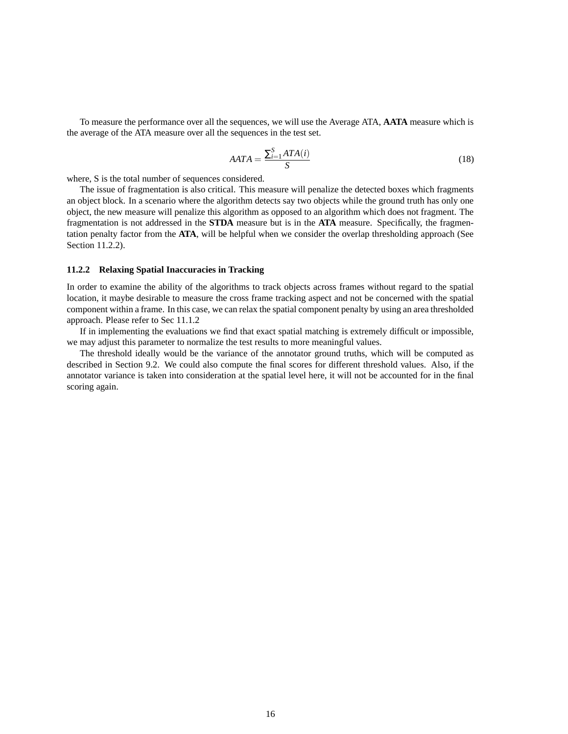To measure the performance over all the sequences, we will use the Average ATA, **AATA** measure which is the average of the ATA measure over all the sequences in the test set.

$$AATA = \frac{\sum_{i=1}^{S} ATA(i)}{S} \tag{18}$$

where, S is the total number of sequences considered.

The issue of fragmentation is also critical. This measure will penalize the detected boxes which fragments an object block. In a scenario where the algorithm detects say two objects while the ground truth has only one object, the new measure will penalize this algorithm as opposed to an algorithm which does not fragment. The fragmentation is not addressed in the **STDA** measure but is in the **ATA** measure. Specifically, the fragmentation penalty factor from the **ATA**, will be helpful when we consider the overlap thresholding approach (See Section 11.2.2).

### 11.2.2 Relaxing Spatial Inaccuracies in Tracking

In order to examine the ability of the algorithms to track objects across frames without regard to the spatial location, it maybe desirable to measure the cross frame tracking aspect and not be concerned with the spatial component within a frame. In this case, we can relax the spatial component penalty by using an area thresholded approach. Please refer to Sec 11.1.2

If in implementing the evaluations we find that exact spatial matching is extremely difficult or impossible, we may adjust this parameter to normalize the test results to more meaningful values.

The threshold ideally would be the variance of the annotator ground truths, which will be computed as described in Section 9.2. We could also compute the final scores for different threshold values. Also, if the annotator variance is taken into consideration at the spatial level here, it will not be accounted for in the final scoring again.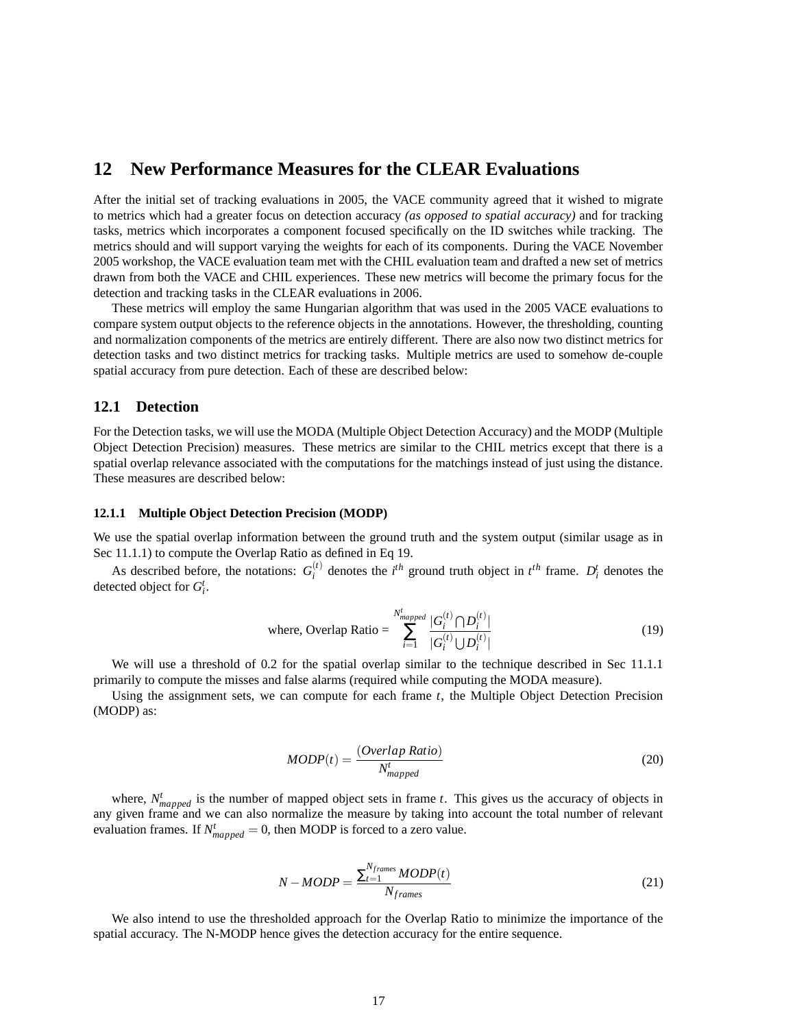# 12 New Performance Measures for the CLEAR Evaluations

After the initial set of tracking evaluations in 2005, the VACE community agreed that it wished to migrate to metrics which had a greater focus on detection accuracy *(as opposed to spatial accuracy)* and for tracking tasks, metrics which incorporates a component focused specifically on the ID switches while tracking. The metrics should and will support varying the weights for each of its components. During the VACE November 2005 workshop, the VACE evaluation team met with the CHIL evaluation team and drafted a new set of metrics drawn from both the VACE and CHIL experiences. These new metrics will become the primary focus for the detection and tracking tasks in the CLEAR evaluations in 2006.

These metrics will employ the same Hungarian algorithm that was used in the 2005 VACE evaluations to compare system output objects to the reference objects in the annotations. However, the thresholding, counting and normalization components of the metrics are entirely different. There are also now two distinct metrics for detection tasks and two distinct metrics for tracking tasks. Multiple metrics are used to somehow de-couple spatial accuracy from pure detection. Each of these are described below:

## 12.1 Detection

For the Detection tasks, we will use the MODA (Multiple Object Detection Accuracy) and the MODP (Multiple Object Detection Precision) measures. These metrics are similar to the CHIL metrics except that there is a spatial overlap relevance associated with the computations for the matchings instead of just using the distance. These measures are described below:

### 12.1.1 Multiple Object Detection Precision (MODP)

We use the spatial overlap information between the ground truth and the system output (similar usage as in Sec 11.1.1) to compute the Overlap Ratio as defined in Eq 19.

As described before, the notations: $G_i^{(t)}$ denotes the $i^{th}$ ground truth object in $t^{th}$ frame. $D_i^t$ denotes the detected object for $G_i^t$.

$$\text{where, Overlap Ratio} = \sum_{i=1}^{N_{mapped}^t} \frac{|G_i^{(t)} \bigcap D_i^{(t)}|}{|G_i^{(t)} \bigcup D_i^{(t)}|} \tag{19}$$

We will use a threshold of 0.2 for the spatial overlap similar to the technique described in Sec 11.1.1 primarily to compute the misses and false alarms (required while computing the MODA measure).

Using the assignment sets, we can compute for each frame $t$, the Multiple Object Detection Precision (MODP) as:

$$MODP(t) = \frac{(Overlap\ Ratio)}{N_{mapped}^t} \tag{20}$$

where, $N_{mapped}^t$ is the number of mapped object sets in frame $t$. This gives us the accuracy of objects in any given frame and we can also normalize the measure by taking into account the total number of relevant evaluation frames. If $N_{mapped}^t = 0$, then MODP is forced to a zero value.

$$N-MODP = \frac{\sum_{t=1}^{N_{frames}} MODP(t)}{N_{frames}} \tag{21}$$

We also intend to use the thresholded approach for the Overlap Ratio to minimize the importance of the spatial accuracy. The N-MODP hence gives the detection accuracy for the entire sequence.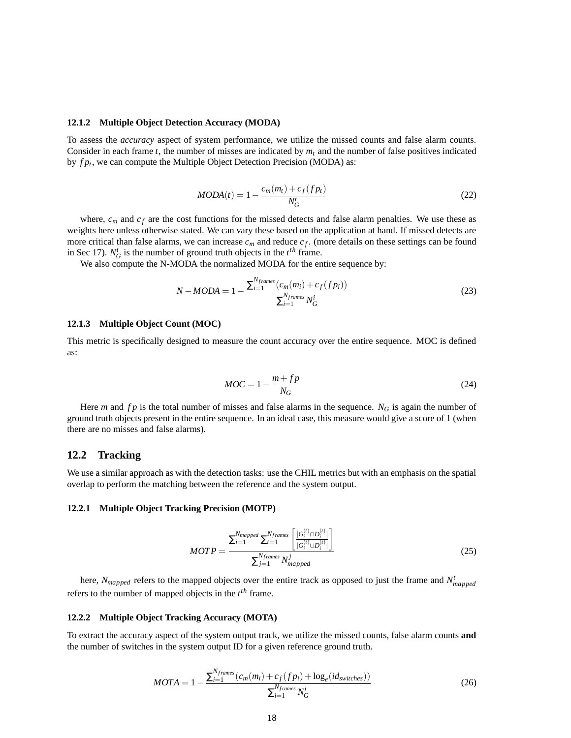#### 12.1.2 Multiple Object Detection Accuracy (MODA)

To assess the *accuracy* aspect of system performance, we utilize the missed counts and false alarm counts. Consider in each frame $t$, the number of misses are indicated by $m_t$ and the number of false positives indicated by $fp_t$, we can compute the Multiple Object Detection Precision (MODA) as:

$$MODA(t) = 1 - \frac{c_m(m_t) + c_f(fp_t)}{N_G^t} \tag{22}$$

where, $c_m$ and $c_f$ are the cost functions for the missed detects and false alarm penalties. We use these as weights here unless otherwise stated. We can vary these based on the application at hand. If missed detects are more critical than false alarms, we can increase $c_m$ and reduce $c_f$. (more details on these settings can be found in Sec 17). $N_G^t$ is the number of ground truth objects in the $t^{th}$ frame.

We also compute the N-MODA the normalized MODA for the entire sequence by:

$$N-MODA = 1 - \frac{\sum_{i=1}^{N_{frames}}(c_m(m_i) + c_f(fp_i))}{\sum_{i=1}^{N_{frames}} N_G^i} \tag{23}$$

#### 12.1.3 Multiple Object Count (MOC)

This metric is specifically designed to measure the count accuracy over the entire sequence. MOC is defined as:

$$MOC = 1 - \frac{m + fp}{N_G} \tag{24}$$

Here $m$ and $fp$ is the total number of misses and false alarms in the sequence. $N_G$ is again the number of ground truth objects present in the entire sequence. In an ideal case, this measure would give a score of 1 (when there are no misses and false alarms).

### 12.2 Tracking

We use a similar approach as with the detection tasks: use the CHIL metrics but with an emphasis on the spatial overlap to perform the matching between the reference and the system output.

#### 12.2.1 Multiple Object Tracking Precision (MOTP)

$$MOTP = \frac{\sum_{i=1}^{N_{mapped}} \sum_{t=1}^{N_{frames}} \left[ \frac{|G_i^{(t)} \cap D_i^{(t)}|}{|G_i^{(t)} \cup D_i^{(t)}|} \right]}{\sum_{j=1}^{N_{frames}} N_{mapped}^j} \tag{25}$$

here, $N_{mapped}$ refers to the mapped objects over the entire track as opposed to just the frame and $N_{mapped}^t$ refers to the number of mapped objects in the $t^{th}$ frame.

#### 12.2.2 Multiple Object Tracking Accuracy (MOTA)

To extract the accuracy aspect of the system output track, we utilize the missed counts, false alarm counts **and** the number of switches in the system output ID for a given reference ground truth.

$$MOTA = 1 - \frac{\sum_{i=1}^{N_{frames}}(c_m(m_i) + c_f(fp_i) + \log_e(id_{switches}))}{\sum_{i=1}^{N_{frames}} N_G^i} \tag{26}$$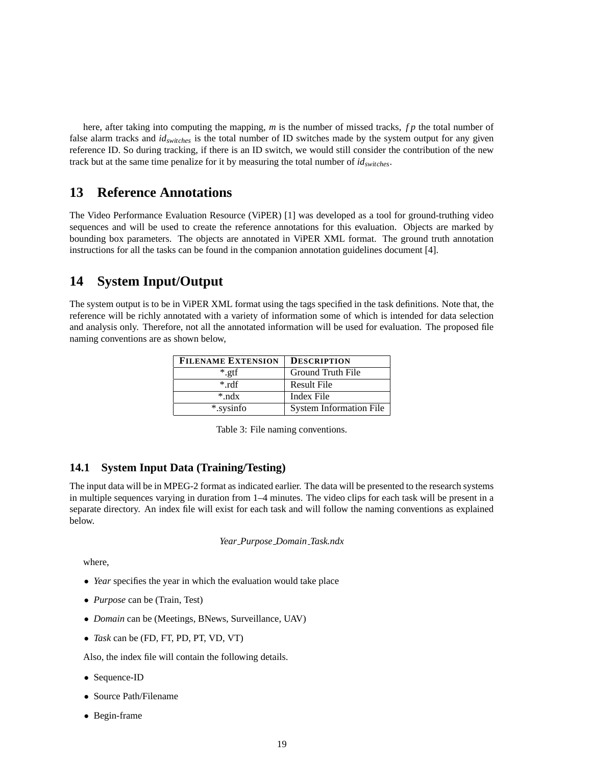here, after taking into computing the mapping, $m$ is the number of missed tracks, $fp$ the total number of false alarm tracks and $id_{switches}$ is the total number of ID switches made by the system output for any given reference ID. So during tracking, if there is an ID switch, we would still consider the contribution of the new track but at the same time penalize for it by measuring the total number of $id_{switches}$.

# 13 Reference Annotations

The Video Performance Evaluation Resource (ViPER) [1] was developed as a tool for ground-truthing video sequences and will be used to create the reference annotations for this evaluation. Objects are marked by bounding box parameters. The objects are annotated in ViPER XML format. The ground truth annotation instructions for all the tasks can be found in the companion annotation guidelines document [4].

# 14 System Input/Output

The system output is to be in ViPER XML format using the tags specified in the task definitions. Note that, the reference will be richly annotated with a variety of information some of which is intended for data selection and analysis only. Therefore, not all the annotated information will be used for evaluation. The proposed file naming conventions are as shown below,

| FILENAME EXTENSION | DESCRIPTION |
|---|---|
| *.gtf | Ground Truth File |
| *.rdf | Result File |
| *.ndx | Index File |
| *.sysinfo | System Information File |

Table 3: File naming conventions.

## 14.1 System Input Data (Training/Testing)

The input data will be in MPEG-2 format as indicated earlier. The data will be presented to the research systems in multiple sequences varying in duration from 1–4 minutes. The video clips for each task will be present in a separate directory. An index file will exist for each task and will follow the naming conventions as explained below.

*Year_Purpose_Domain_Task.ndx*

where,

- *Year* specifies the year in which the evaluation would take place
- *Purpose* can be (Train, Test)
- *Domain* can be (Meetings, BNews, Surveillance, UAV)
- *Task* can be (FD, FT, PD, PT, VD, VT)

Also, the index file will contain the following details.

- Sequence-ID
- Source Path/Filename
- Begin-frame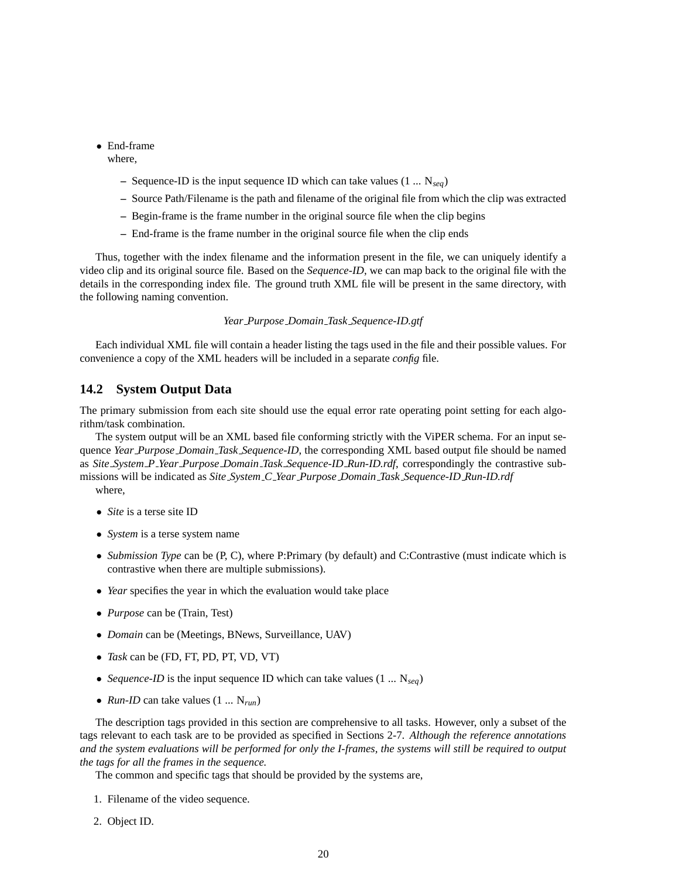- End-frame

  where,

  - Sequence-ID is the input sequence ID which can take values (1 ... $N_{seq}$)
  - Source Path/Filename is the path and filename of the original file from which the clip was extracted
  - Begin-frame is the frame number in the original source file when the clip begins
  - End-frame is the frame number in the original source file when the clip ends

Thus, together with the index filename and the information present in the file, we can uniquely identify a video clip and its original source file. Based on the *Sequence-ID*, we can map back to the original file with the details in the corresponding index file. The ground truth XML file will be present in the same directory, with the following naming convention.

*Year_Purpose_Domain_Task_Sequence-ID.gtf*

Each individual XML file will contain a header listing the tags used in the file and their possible values. For convenience a copy of the XML headers will be included in a separate *config* file.

## 14.2 System Output Data

The primary submission from each site should use the equal error rate operating point setting for each algorithm/task combination.

The system output will be an XML based file conforming strictly with the ViPER schema. For an input sequence *Year_Purpose_Domain_Task_Sequence-ID*, the corresponding XML based output file should be named as *Site_System_P_Year_Purpose_Domain_Task_Sequence-ID_Run-ID.rdf*, correspondingly the contrastive submissions will be indicated as *Site_System_C_Year_Purpose_Domain_Task_Sequence-ID_Run-ID.rdf*

where,

- *Site* is a terse site ID
- *System* is a terse system name
- *Submission Type* can be (P, C), where P:Primary (by default) and C:Contrastive (must indicate which is contrastive when there are multiple submissions).
- *Year* specifies the year in which the evaluation would take place
- *Purpose* can be (Train, Test)
- *Domain* can be (Meetings, BNews, Surveillance, UAV)
- *Task* can be (FD, FT, PD, PT, VD, VT)
- *Sequence-ID* is the input sequence ID which can take values (1 ... $N_{seq}$)
- *Run-ID* can take values (1 ... $N_{run}$)

The description tags provided in this section are comprehensive to all tasks. However, only a subset of the tags relevant to each task are to be provided as specified in Sections 2-7. *Although the reference annotations and the system evaluations will be performed for only the I-frames, the systems will still be required to output the tags for all the frames in the sequence.*

The common and specific tags that should be provided by the systems are,

1. Filename of the video sequence.
2. Object ID.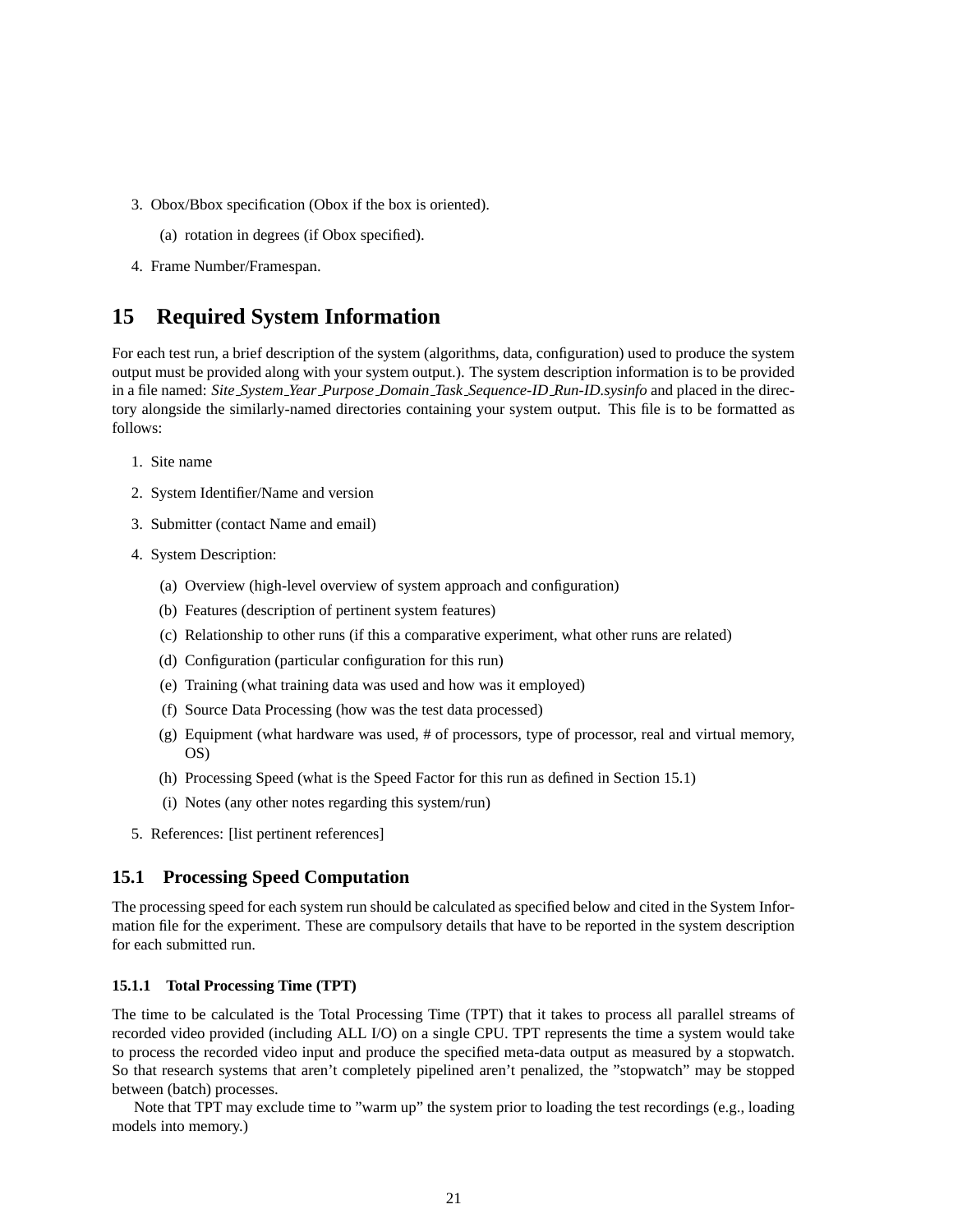3. Obox/Bbox specification (Obox if the box is oriented).

   (a) rotation in degrees (if Obox specified).

4. Frame Number/Framespan.

# 15 Required System Information

For each test run, a brief description of the system (algorithms, data, configuration) used to produce the system output must be provided along with your system output.). The system description information is to be provided in a file named: *Site_System_Year_Purpose_Domain_Task_Sequence-ID_Run-ID.sysinfo* and placed in the directory alongside the similarly-named directories containing your system output. This file is to be formatted as follows:

1. Site name
2. System Identifier/Name and version
3. Submitter (contact Name and email)
4. System Description:
   (a) Overview (high-level overview of system approach and configuration)
   (b) Features (description of pertinent system features)
   (c) Relationship to other runs (if this a comparative experiment, what other runs are related)
   (d) Configuration (particular configuration for this run)
   (e) Training (what training data was used and how was it employed)
   (f) Source Data Processing (how was the test data processed)
   (g) Equipment (what hardware was used, # of processors, type of processor, real and virtual memory, OS)
   (h) Processing Speed (what is the Speed Factor for this run as defined in Section 15.1)
   (i) Notes (any other notes regarding this system/run)
5. References: [list pertinent references]

## 15.1 Processing Speed Computation

The processing speed for each system run should be calculated as specified below and cited in the System Information file for the experiment. These are compulsory details that have to be reported in the system description for each submitted run.

### 15.1.1 Total Processing Time (TPT)

The time to be calculated is the Total Processing Time (TPT) that it takes to process all parallel streams of recorded video provided (including ALL I/O) on a single CPU. TPT represents the time a system would take to process the recorded video input and produce the specified meta-data output as measured by a stopwatch. So that research systems that aren't completely pipelined aren't penalized, the "stopwatch" may be stopped between (batch) processes.

Note that TPT may exclude time to "warm up" the system prior to loading the test recordings (e.g., loading models into memory.)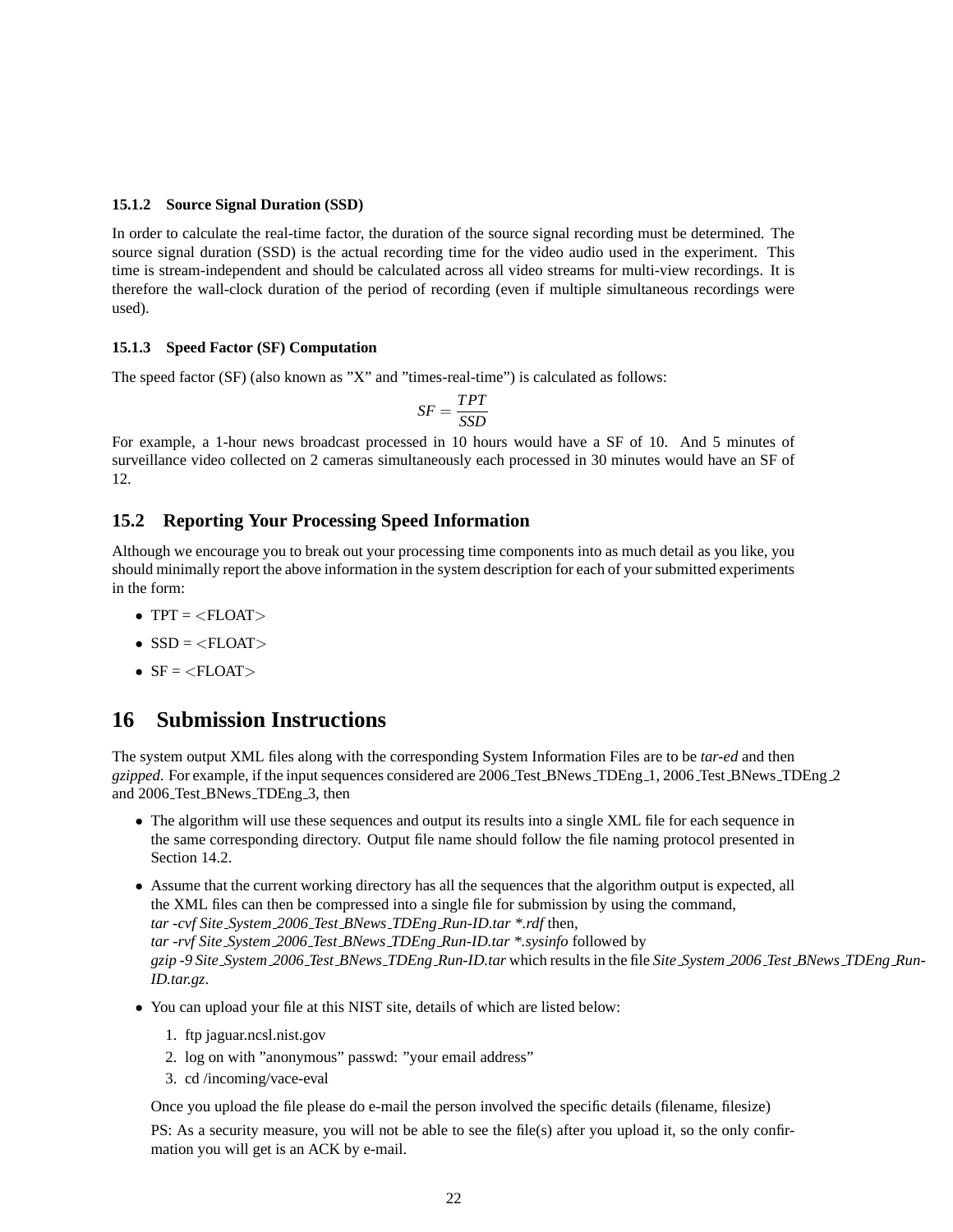#### 15.1.2 Source Signal Duration (SSD)

In order to calculate the real-time factor, the duration of the source signal recording must be determined. The source signal duration (SSD) is the actual recording time for the video audio used in the experiment. This time is stream-independent and should be calculated across all video streams for multi-view recordings. It is therefore the wall-clock duration of the period of recording (even if multiple simultaneous recordings were used).

#### 15.1.3 Speed Factor (SF) Computation

The speed factor (SF) (also known as "X" and "times-real-time") is calculated as follows:

$$SF = \frac{TPT}{SSD}$$

For example, a 1-hour news broadcast processed in 10 hours would have a SF of 10. And 5 minutes of surveillance video collected on 2 cameras simultaneously each processed in 30 minutes would have an SF of 12.

### 15.2 Reporting Your Processing Speed Information

Although we encourage you to break out your processing time components into as much detail as you like, you should minimally report the above information in the system description for each of your submitted experiments in the form:

- TPT = <FLOAT>
- SSD = <FLOAT>
- SF = <FLOAT>

## 16 Submission Instructions

The system output XML files along with the corresponding System Information Files are to be *tar-ed* and then *gzipped*. For example, if the input sequences considered are 2006_Test_BNews_TDEng_1, 2006_Test_BNews_TDEng_2 and 2006_Test_BNews_TDEng_3, then

- The algorithm will use these sequences and output its results into a single XML file for each sequence in the same corresponding directory. Output file name should follow the file naming protocol presented in Section 14.2.
- Assume that the current working directory has all the sequences that the algorithm output is expected, all the XML files can then be compressed into a single file for submission by using the command, *tar -cvf Site_System_2006_Test_BNews_TDEng_Run-ID.tar *.rdf* then, *tar -rvf Site_System_2006_Test_BNews_TDEng_Run-ID.tar *.sysinfo* followed by *gzip -9 Site_System_2006_Test_BNews_TDEng_Run-ID.tar* which results in the file *Site_System_2006_Test_BNews_TDEng_Run-ID.tar.gz*.
- You can upload your file at this NIST site, details of which are listed below:
  1. ftp jaguar.ncsl.nist.gov
  2. log on with "anonymous" passwd: "your email address"
  3. cd /incoming/vace-eval

  Once you upload the file please do e-mail the person involved the specific details (filename, filesize)

  PS: As a security measure, you will not be able to see the file(s) after you upload it, so the only confirmation you will get is an ACK by e-mail.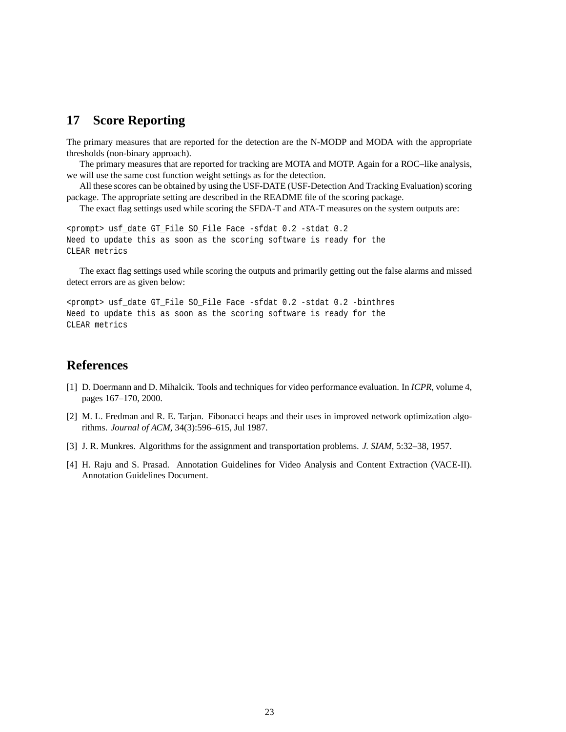## 17 Score Reporting

The primary measures that are reported for the detection are the N-MODP and MODA with the appropriate thresholds (non-binary approach).

The primary measures that are reported for tracking are MOTA and MOTP. Again for a ROC–like analysis, we will use the same cost function weight settings as for the detection.

All these scores can be obtained by using the USF-DATE (USF-Detection And Tracking Evaluation) scoring package. The appropriate setting are described in the README file of the scoring package.

The exact flag settings used while scoring the SFDA-T and ATA-T measures on the system outputs are:

```
<prompt> usf_date GT_File SO_File Face -sfdat 0.2 -stdat 0.2
Need to update this as soon as the scoring software is ready for the
CLEAR metrics
```

The exact flag settings used while scoring the outputs and primarily getting out the false alarms and missed detect errors are as given below:

```
<prompt> usf_date GT_File SO_File Face -sfdat 0.2 -stdat 0.2 -binthres
Need to update this as soon as the scoring software is ready for the
CLEAR metrics
```

## References

[1] D. Doermann and D. Mihalcik. Tools and techniques for video performance evaluation. In *ICPR*, volume 4, pages 167–170, 2000.

[2] M. L. Fredman and R. E. Tarjan. Fibonacci heaps and their uses in improved network optimization algorithms. *Journal of ACM*, 34(3):596–615, Jul 1987.

[3] J. R. Munkres. Algorithms for the assignment and transportation problems. *J. SIAM*, 5:32–38, 1957.

[4] H. Raju and S. Prasad. Annotation Guidelines for Video Analysis and Content Extraction (VACE-II). Annotation Guidelines Document.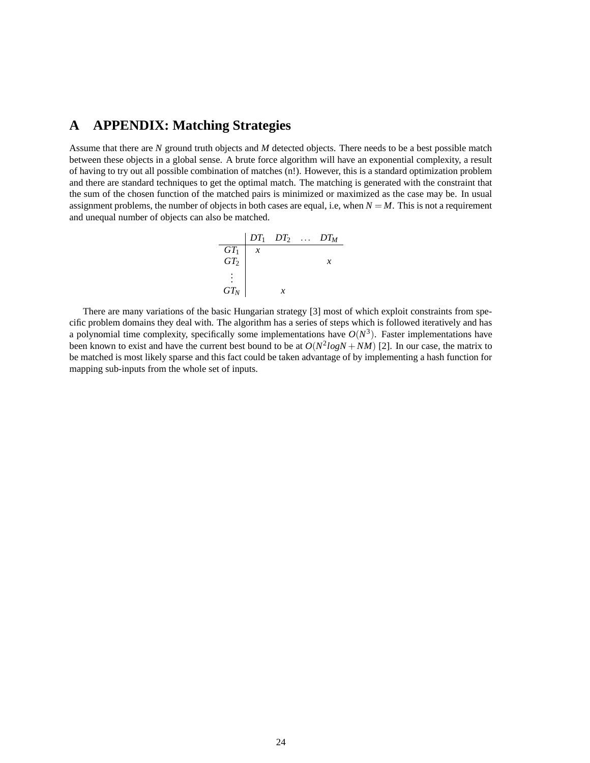# A APPENDIX: Matching Strategies

Assume that there are $N$ ground truth objects and $M$ detected objects. There needs to be a best possible match between these objects in a global sense. A brute force algorithm will have an exponential complexity, a result of having to try out all possible combination of matches (n!). However, this is a standard optimization problem and there are standard techniques to get the optimal match. The matching is generated with the constraint that the sum of the chosen function of the matched pairs is minimized or maximized as the case may be. In usual assignment problems, the number of objects in both cases are equal, i.e, when $N = M$. This is not a requirement and unequal number of objects can also be matched.

| | $DT_1$ | $DT_2$ | $\ldots$ | $DT_M$ |
|---|---|---|---|---|
| $GT_1$ | $x$ | | | |
| $GT_2$ | | | | $x$ |
| $\vdots$ | | | | |
| $GT_N$ | | $x$ | | |

There are many variations of the basic Hungarian strategy [3] most of which exploit constraints from specific problem domains they deal with. The algorithm has a series of steps which is followed iteratively and has a polynomial time complexity, specifically some implementations have $O(N^3)$. Faster implementations have been known to exist and have the current best bound to be at $O(N^2 logN + NM)$ [2]. In our case, the matrix to be matched is most likely sparse and this fact could be taken advantage of by implementing a hash function for mapping sub-inputs from the whole set of inputs.